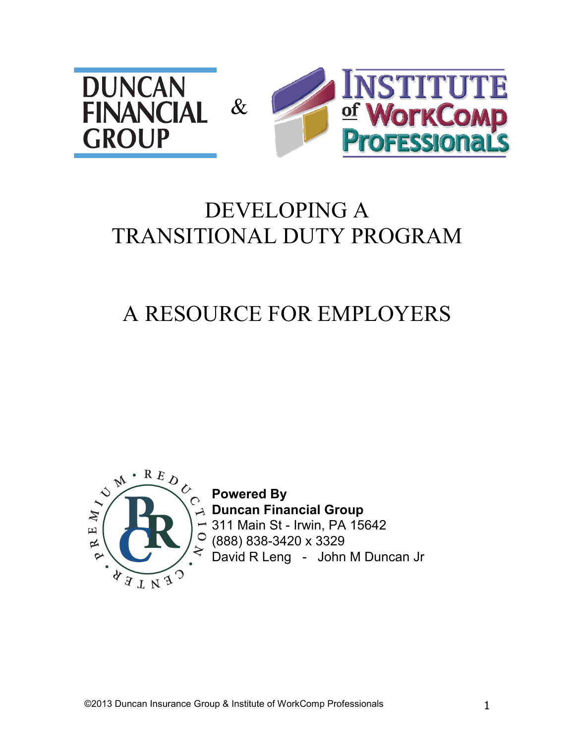DUNCAN FINANCIAL GROUP & INSTITUTE of WorkComp Professionals

# DEVELOPING A TRANSITIONAL DUTY PROGRAM

# A RESOURCE FOR EMPLOYERS

**Powered By**
**Duncan Financial Group**
311 Main St - Irwin, PA 15642
(888) 838-3420 x 3329
David R Leng - John M Duncan Jr

©2013 Duncan Insurance Group & Institute of WorkComp Professionals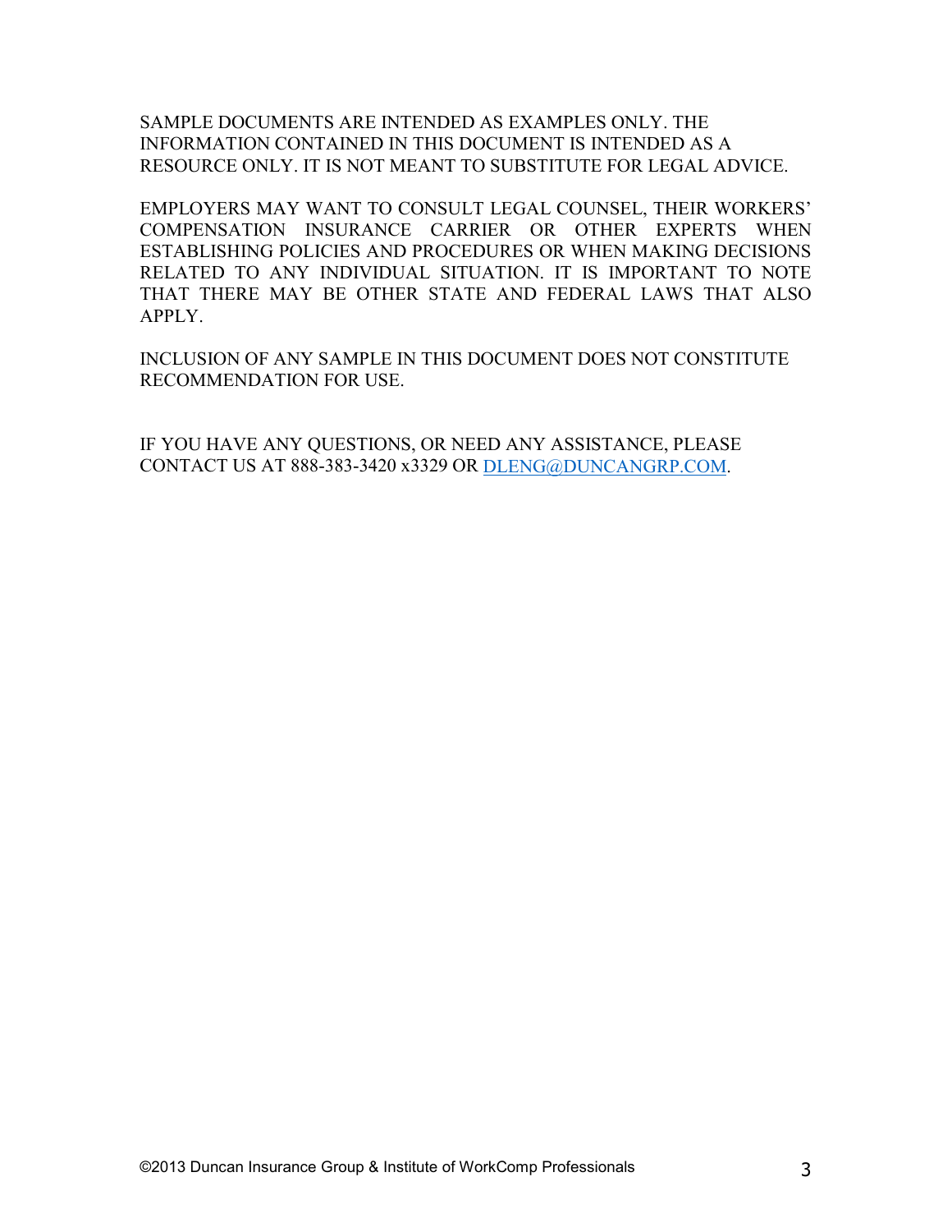SAMPLE DOCUMENTS ARE INTENDED AS EXAMPLES ONLY. THE INFORMATION CONTAINED IN THIS DOCUMENT IS INTENDED AS A RESOURCE ONLY. IT IS NOT MEANT TO SUBSTITUTE FOR LEGAL ADVICE.

EMPLOYERS MAY WANT TO CONSULT LEGAL COUNSEL, THEIR WORKERS' COMPENSATION INSURANCE CARRIER OR OTHER EXPERTS WHEN ESTABLISHING POLICIES AND PROCEDURES OR WHEN MAKING DECISIONS RELATED TO ANY INDIVIDUAL SITUATION. IT IS IMPORTANT TO NOTE THAT THERE MAY BE OTHER STATE AND FEDERAL LAWS THAT ALSO APPLY.

INCLUSION OF ANY SAMPLE IN THIS DOCUMENT DOES NOT CONSTITUTE RECOMMENDATION FOR USE.

IF YOU HAVE ANY QUESTIONS, OR NEED ANY ASSISTANCE, PLEASE CONTACT US AT 888-383-3420 x3329 OR DLENG@DUNCANGRP.COM.

©2013 Duncan Insurance Group & Institute of WorkComp Professionals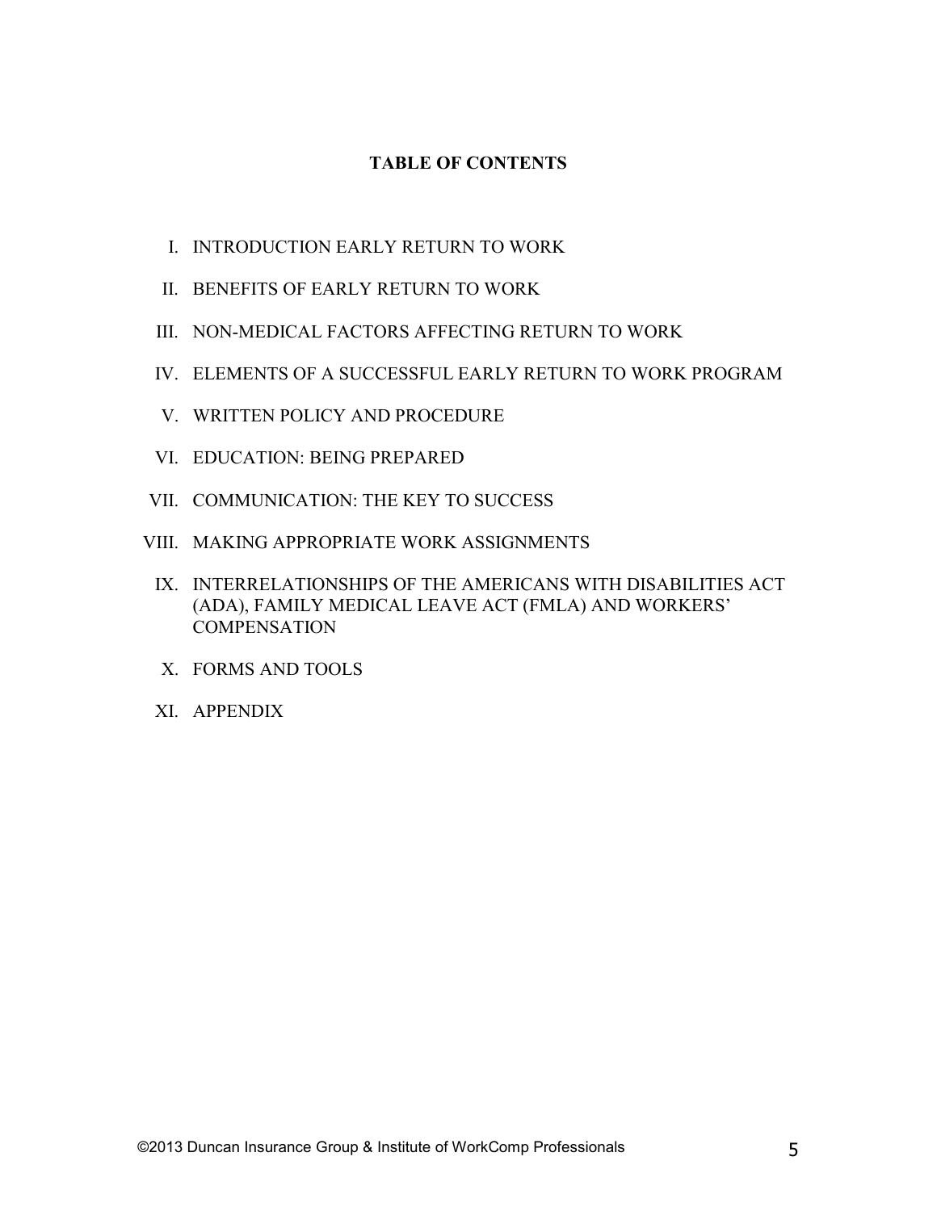## TABLE OF CONTENTS

I. INTRODUCTION EARLY RETURN TO WORK

II. BENEFITS OF EARLY RETURN TO WORK

III. NON-MEDICAL FACTORS AFFECTING RETURN TO WORK

IV. ELEMENTS OF A SUCCESSFUL EARLY RETURN TO WORK PROGRAM

V. WRITTEN POLICY AND PROCEDURE

VI. EDUCATION: BEING PREPARED

VII. COMMUNICATION: THE KEY TO SUCCESS

VIII. MAKING APPROPRIATE WORK ASSIGNMENTS

IX. INTERRELATIONSHIPS OF THE AMERICANS WITH DISABILITIES ACT (ADA), FAMILY MEDICAL LEAVE ACT (FMLA) AND WORKERS' COMPENSATION

X. FORMS AND TOOLS

XI. APPENDIX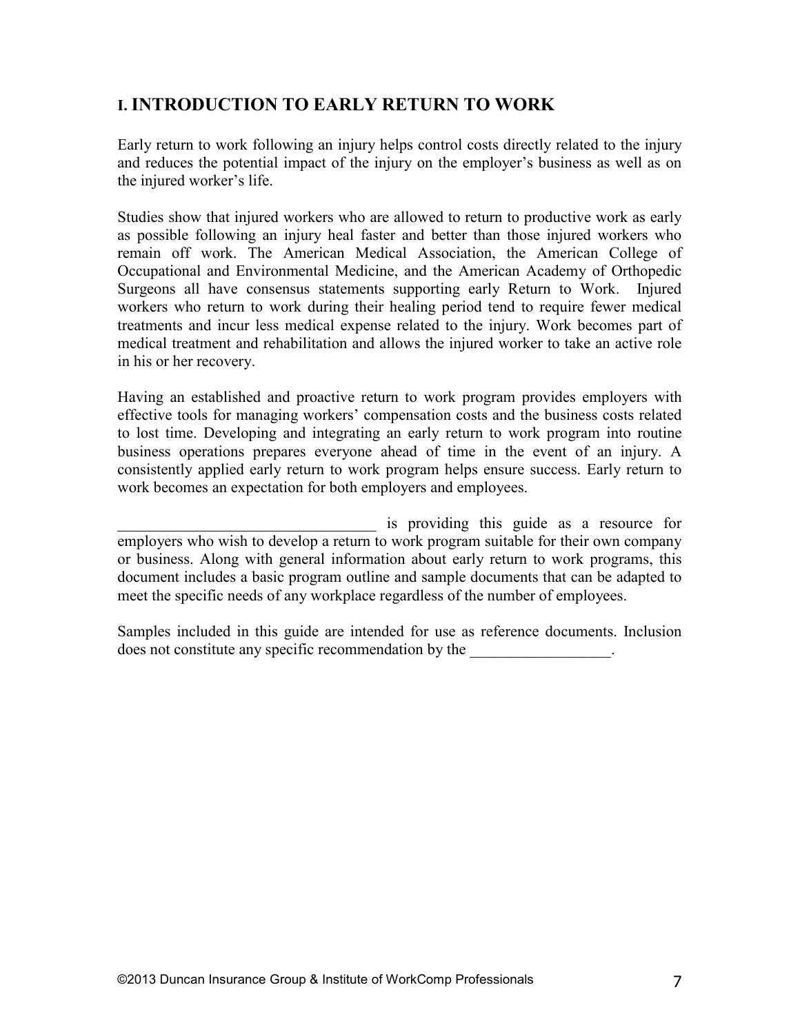## I. INTRODUCTION TO EARLY RETURN TO WORK

Early return to work following an injury helps control costs directly related to the injury and reduces the potential impact of the injury on the employer's business as well as on the injured worker's life.

Studies show that injured workers who are allowed to return to productive work as early as possible following an injury heal faster and better than those injured workers who remain off work. The American Medical Association, the American College of Occupational and Environmental Medicine, and the American Academy of Orthopedic Surgeons all have consensus statements supporting early Return to Work. Injured workers who return to work during their healing period tend to require fewer medical treatments and incur less medical expense related to the injury. Work becomes part of medical treatment and rehabilitation and allows the injured worker to take an active role in his or her recovery.

Having an established and proactive return to work program provides employers with effective tools for managing workers' compensation costs and the business costs related to lost time. Developing and integrating an early return to work program into routine business operations prepares everyone ahead of time in the event of an injury. A consistently applied early return to work program helps ensure success. Early return to work becomes an expectation for both employers and employees.

_________________________________ is providing this guide as a resource for employers who wish to develop a return to work program suitable for their own company or business. Along with general information about early return to work programs, this document includes a basic program outline and sample documents that can be adapted to meet the specific needs of any workplace regardless of the number of employees.

Samples included in this guide are intended for use as reference documents. Inclusion does not constitute any specific recommendation by the __________________.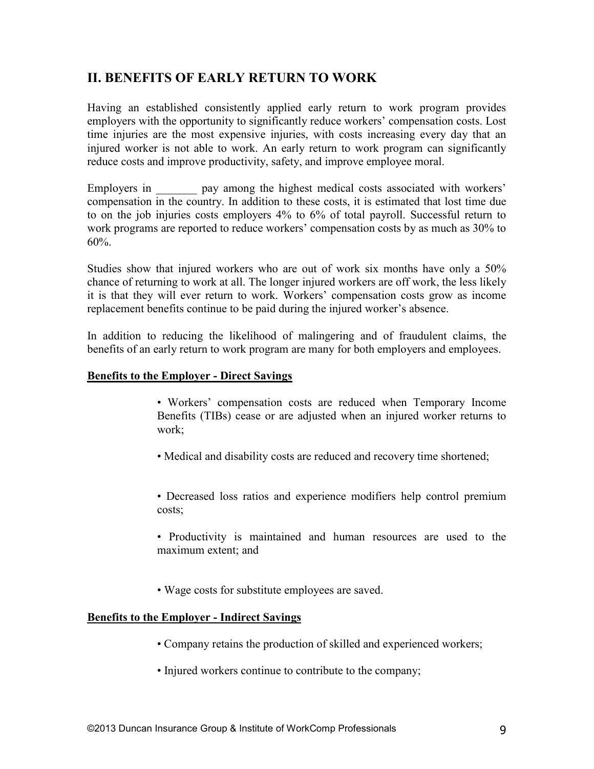## II. BENEFITS OF EARLY RETURN TO WORK

Having an established consistently applied early return to work program provides employers with the opportunity to significantly reduce workers' compensation costs. Lost time injuries are the most expensive injuries, with costs increasing every day that an injured worker is not able to work. An early return to work program can significantly reduce costs and improve productivity, safety, and improve employee moral.

Employers in _______ pay among the highest medical costs associated with workers' compensation in the country. In addition to these costs, it is estimated that lost time due to on the job injuries costs employers 4% to 6% of total payroll. Successful return to work programs are reported to reduce workers' compensation costs by as much as 30% to 60%.

Studies show that injured workers who are out of work six months have only a 50% chance of returning to work at all. The longer injured workers are off work, the less likely it is that they will ever return to work. Workers' compensation costs grow as income replacement benefits continue to be paid during the injured worker's absence.

In addition to reducing the likelihood of malingering and of fraudulent claims, the benefits of an early return to work program are many for both employers and employees.

**Benefits to the Employer - Direct Savings**

- Workers' compensation costs are reduced when Temporary Income Benefits (TIBs) cease or are adjusted when an injured worker returns to work;
- Medical and disability costs are reduced and recovery time shortened;
- Decreased loss ratios and experience modifiers help control premium costs;
- Productivity is maintained and human resources are used to the maximum extent; and
- Wage costs for substitute employees are saved.

**Benefits to the Employer - Indirect Savings**

- Company retains the production of skilled and experienced workers;
- Injured workers continue to contribute to the company;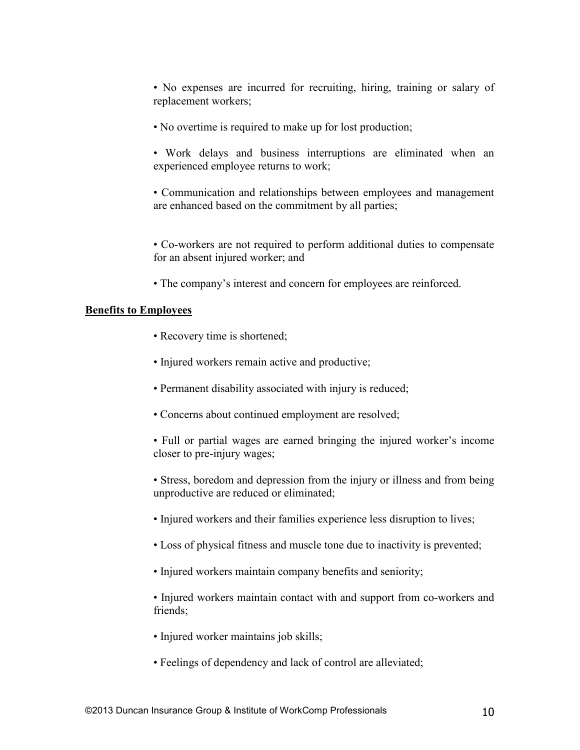- No expenses are incurred for recruiting, hiring, training or salary of replacement workers;
- No overtime is required to make up for lost production;
- Work delays and business interruptions are eliminated when an experienced employee returns to work;
- Communication and relationships between employees and management are enhanced based on the commitment by all parties;
- Co-workers are not required to perform additional duties to compensate for an absent injured worker; and
- The company's interest and concern for employees are reinforced.

**Benefits to Employees**

- Recovery time is shortened;
- Injured workers remain active and productive;
- Permanent disability associated with injury is reduced;
- Concerns about continued employment are resolved;
- Full or partial wages are earned bringing the injured worker's income closer to pre-injury wages;
- Stress, boredom and depression from the injury or illness and from being unproductive are reduced or eliminated;
- Injured workers and their families experience less disruption to lives;
- Loss of physical fitness and muscle tone due to inactivity is prevented;
- Injured workers maintain company benefits and seniority;
- Injured workers maintain contact with and support from co-workers and friends;
- Injured worker maintains job skills;
- Feelings of dependency and lack of control are alleviated;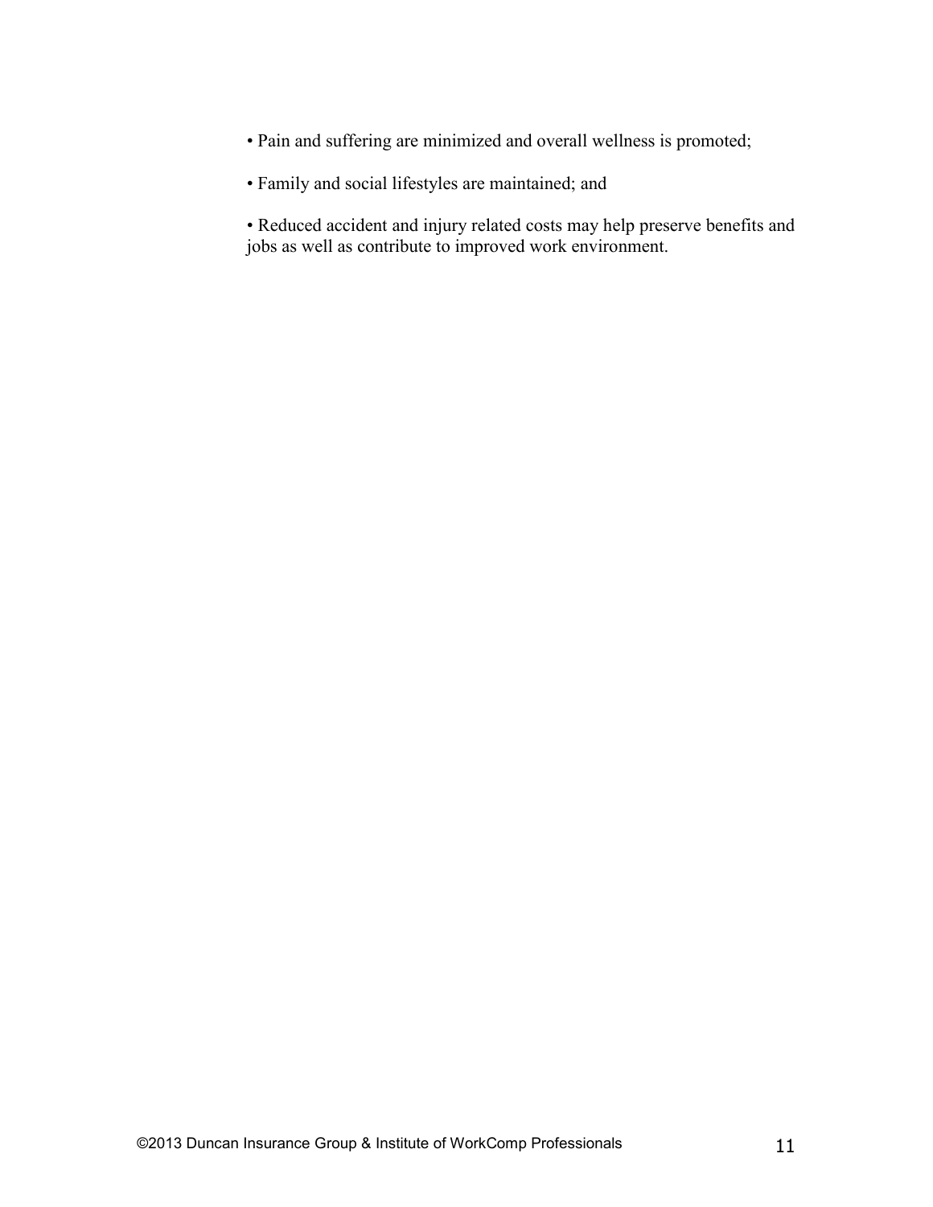- Pain and suffering are minimized and overall wellness is promoted;

- Family and social lifestyles are maintained; and

- Reduced accident and injury related costs may help preserve benefits and jobs as well as contribute to improved work environment.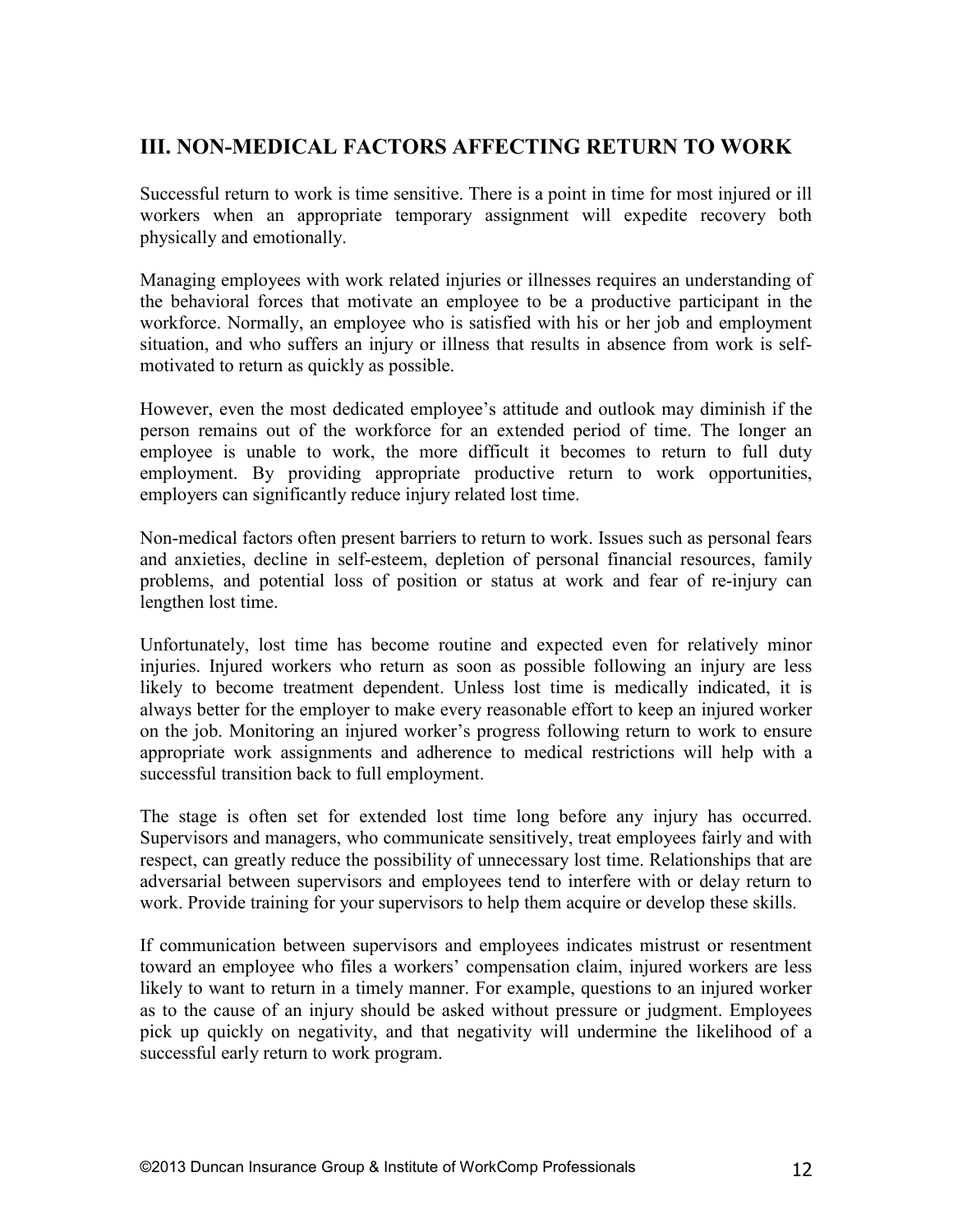## III. NON-MEDICAL FACTORS AFFECTING RETURN TO WORK

Successful return to work is time sensitive. There is a point in time for most injured or ill workers when an appropriate temporary assignment will expedite recovery both physically and emotionally.

Managing employees with work related injuries or illnesses requires an understanding of the behavioral forces that motivate an employee to be a productive participant in the workforce. Normally, an employee who is satisfied with his or her job and employment situation, and who suffers an injury or illness that results in absence from work is self-motivated to return as quickly as possible.

However, even the most dedicated employee's attitude and outlook may diminish if the person remains out of the workforce for an extended period of time. The longer an employee is unable to work, the more difficult it becomes to return to full duty employment. By providing appropriate productive return to work opportunities, employers can significantly reduce injury related lost time.

Non-medical factors often present barriers to return to work. Issues such as personal fears and anxieties, decline in self-esteem, depletion of personal financial resources, family problems, and potential loss of position or status at work and fear of re-injury can lengthen lost time.

Unfortunately, lost time has become routine and expected even for relatively minor injuries. Injured workers who return as soon as possible following an injury are less likely to become treatment dependent. Unless lost time is medically indicated, it is always better for the employer to make every reasonable effort to keep an injured worker on the job. Monitoring an injured worker's progress following return to work to ensure appropriate work assignments and adherence to medical restrictions will help with a successful transition back to full employment.

The stage is often set for extended lost time long before any injury has occurred. Supervisors and managers, who communicate sensitively, treat employees fairly and with respect, can greatly reduce the possibility of unnecessary lost time. Relationships that are adversarial between supervisors and employees tend to interfere with or delay return to work. Provide training for your supervisors to help them acquire or develop these skills.

If communication between supervisors and employees indicates mistrust or resentment toward an employee who files a workers' compensation claim, injured workers are less likely to want to return in a timely manner. For example, questions to an injured worker as to the cause of an injury should be asked without pressure or judgment. Employees pick up quickly on negativity, and that negativity will undermine the likelihood of a successful early return to work program.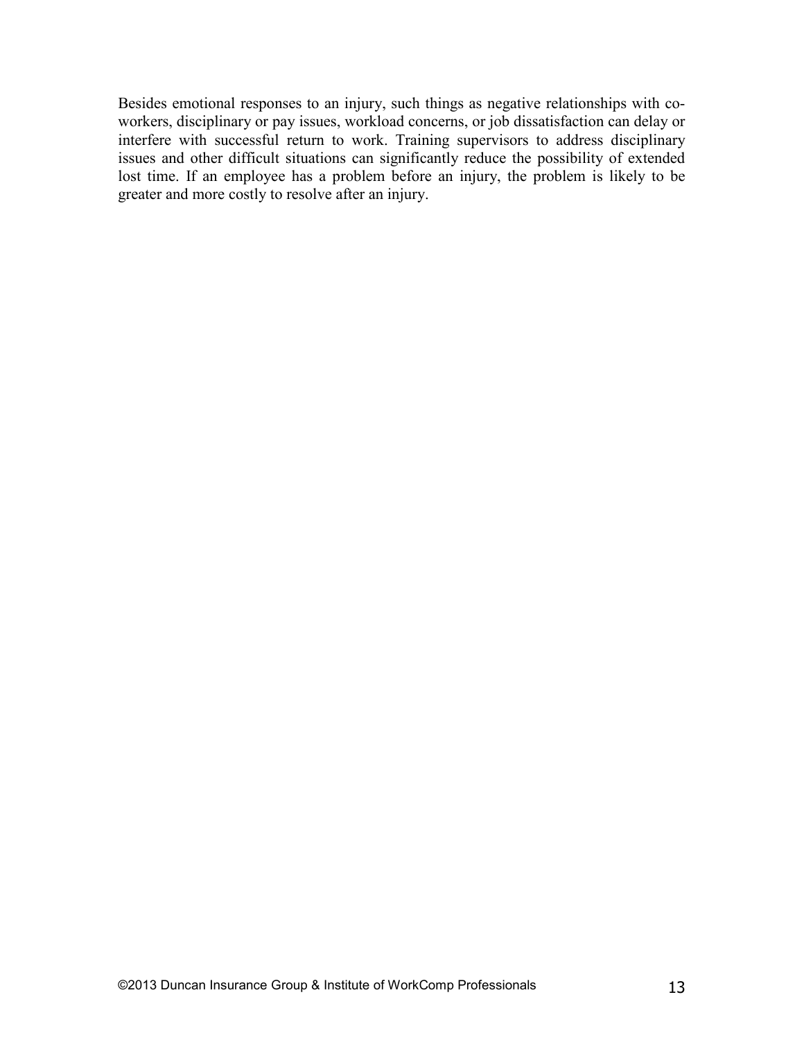Besides emotional responses to an injury, such things as negative relationships with co-workers, disciplinary or pay issues, workload concerns, or job dissatisfaction can delay or interfere with successful return to work. Training supervisors to address disciplinary issues and other difficult situations can significantly reduce the possibility of extended lost time. If an employee has a problem before an injury, the problem is likely to be greater and more costly to resolve after an injury.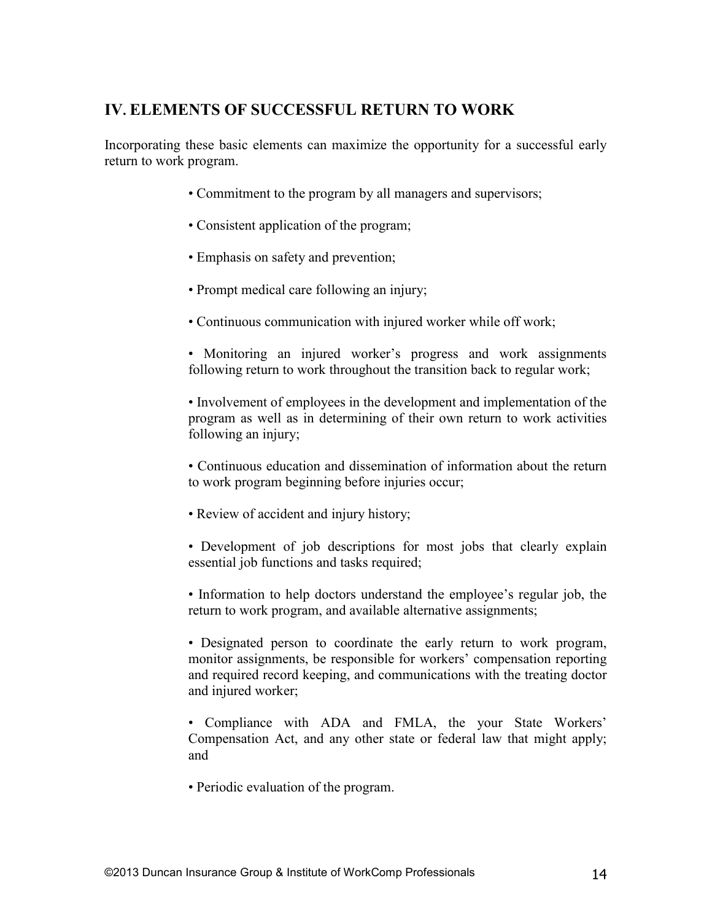## IV. ELEMENTS OF SUCCESSFUL RETURN TO WORK

Incorporating these basic elements can maximize the opportunity for a successful early return to work program.

- Commitment to the program by all managers and supervisors;
- Consistent application of the program;
- Emphasis on safety and prevention;
- Prompt medical care following an injury;
- Continuous communication with injured worker while off work;
- Monitoring an injured worker's progress and work assignments following return to work throughout the transition back to regular work;
- Involvement of employees in the development and implementation of the program as well as in determining of their own return to work activities following an injury;
- Continuous education and dissemination of information about the return to work program beginning before injuries occur;
- Review of accident and injury history;
- Development of job descriptions for most jobs that clearly explain essential job functions and tasks required;
- Information to help doctors understand the employee's regular job, the return to work program, and available alternative assignments;
- Designated person to coordinate the early return to work program, monitor assignments, be responsible for workers' compensation reporting and required record keeping, and communications with the treating doctor and injured worker;
- Compliance with ADA and FMLA, the your State Workers' Compensation Act, and any other state or federal law that might apply; and
- Periodic evaluation of the program.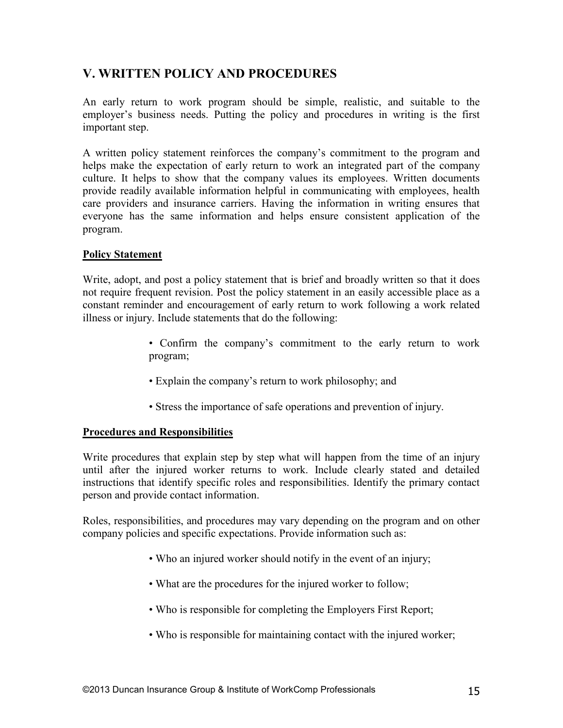## V. WRITTEN POLICY AND PROCEDURES

An early return to work program should be simple, realistic, and suitable to the employer's business needs. Putting the policy and procedures in writing is the first important step.

A written policy statement reinforces the company's commitment to the program and helps make the expectation of early return to work an integrated part of the company culture. It helps to show that the company values its employees. Written documents provide readily available information helpful in communicating with employees, health care providers and insurance carriers. Having the information in writing ensures that everyone has the same information and helps ensure consistent application of the program.

### Policy Statement

Write, adopt, and post a policy statement that is brief and broadly written so that it does not require frequent revision. Post the policy statement in an easily accessible place as a constant reminder and encouragement of early return to work following a work related illness or injury. Include statements that do the following:

- Confirm the company's commitment to the early return to work program;
- Explain the company's return to work philosophy; and
- Stress the importance of safe operations and prevention of injury.

### Procedures and Responsibilities

Write procedures that explain step by step what will happen from the time of an injury until after the injured worker returns to work. Include clearly stated and detailed instructions that identify specific roles and responsibilities. Identify the primary contact person and provide contact information.

Roles, responsibilities, and procedures may vary depending on the program and on other company policies and specific expectations. Provide information such as:

- Who an injured worker should notify in the event of an injury;
- What are the procedures for the injured worker to follow;
- Who is responsible for completing the Employers First Report;
- Who is responsible for maintaining contact with the injured worker;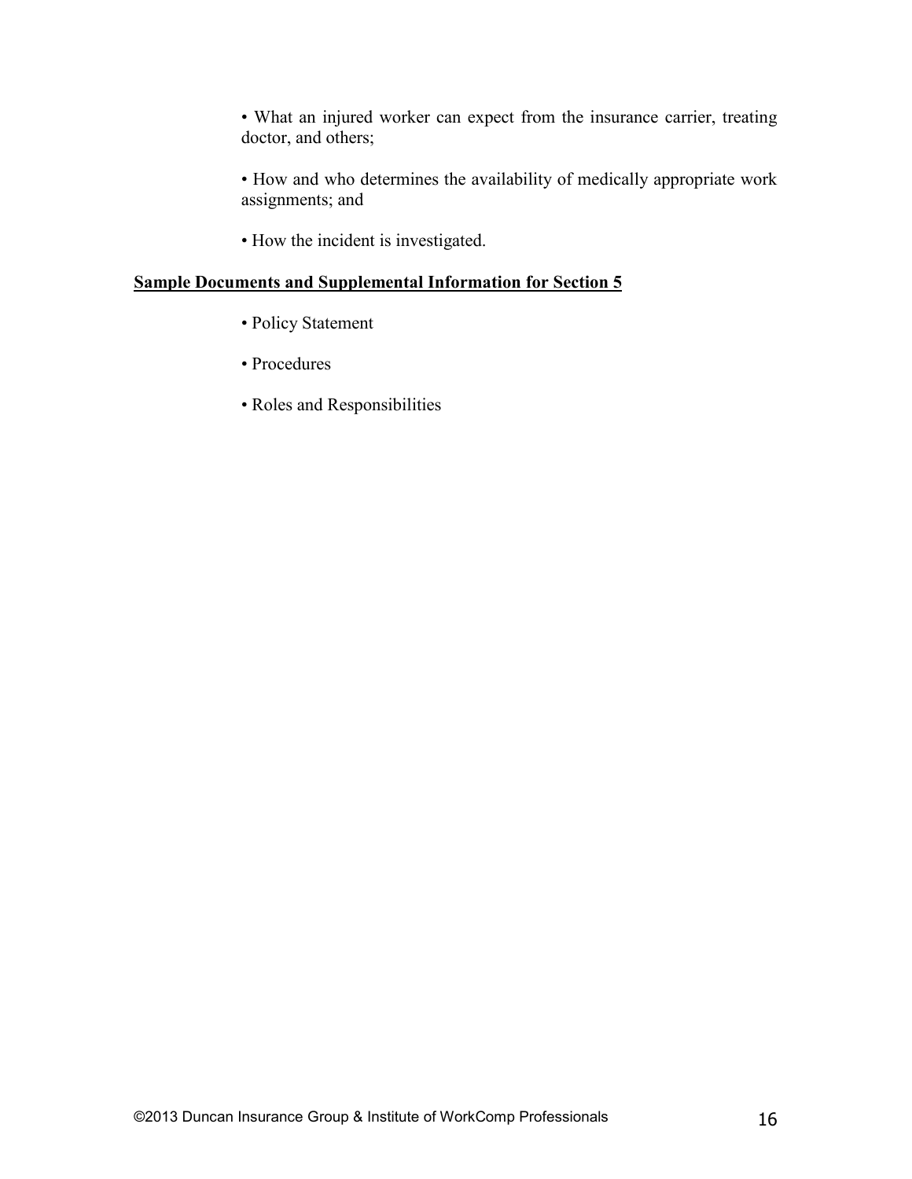- What an injured worker can expect from the insurance carrier, treating doctor, and others;

- How and who determines the availability of medically appropriate work assignments; and

- How the incident is investigated.

**Sample Documents and Supplemental Information for Section 5**

- Policy Statement

- Procedures

- Roles and Responsibilities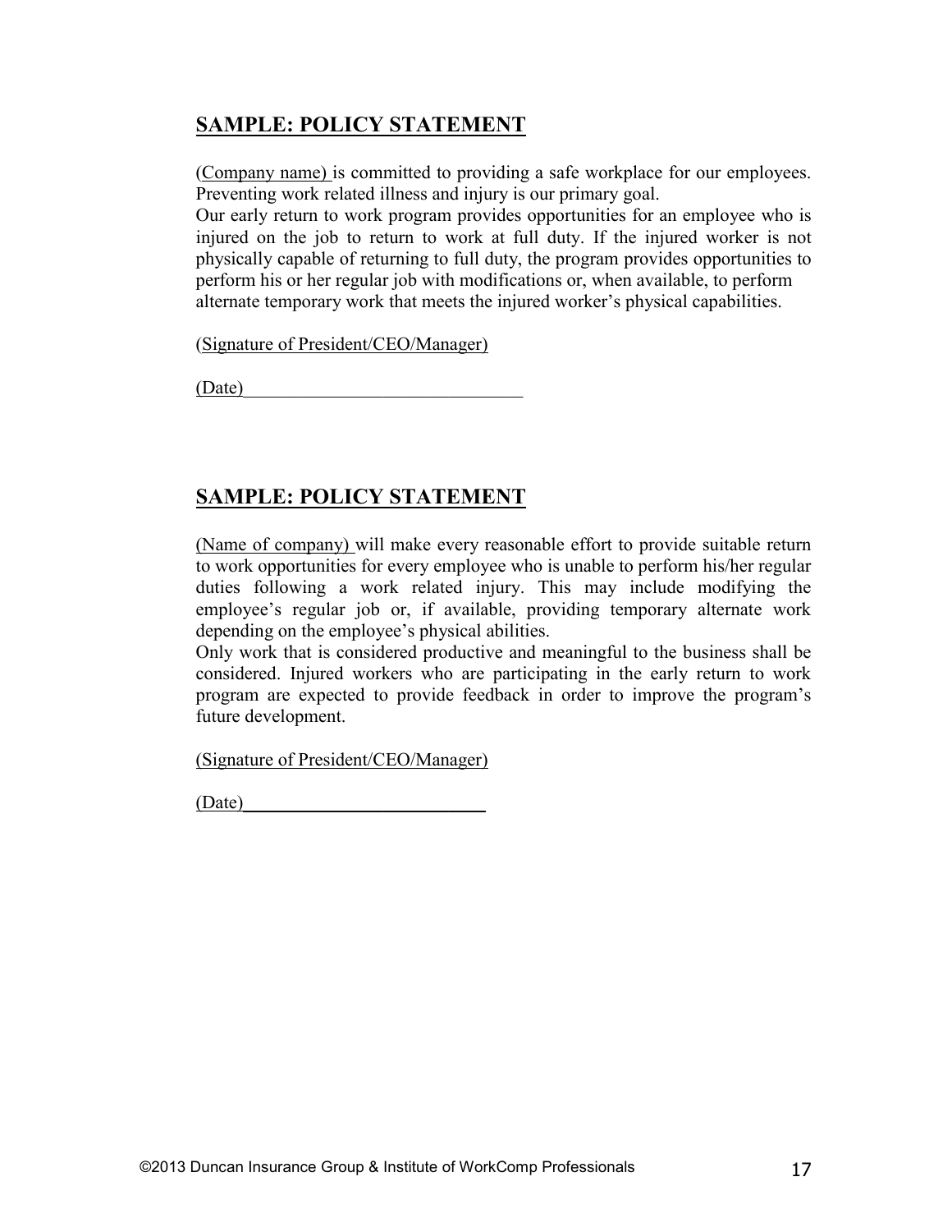## SAMPLE: POLICY STATEMENT

(Company name) is committed to providing a safe workplace for our employees. Preventing work related illness and injury is our primary goal.
Our early return to work program provides opportunities for an employee who is injured on the job to return to work at full duty. If the injured worker is not physically capable of returning to full duty, the program provides opportunities to perform his or her regular job with modifications or, when available, to perform alternate temporary work that meets the injured worker's physical capabilities.

(Signature of President/CEO/Manager)

(Date)______________________________

## SAMPLE: POLICY STATEMENT

(Name of company) will make every reasonable effort to provide suitable return to work opportunities for every employee who is unable to perform his/her regular duties following a work related injury. This may include modifying the employee's regular job or, if available, providing temporary alternate work depending on the employee's physical abilities.
Only work that is considered productive and meaningful to the business shall be considered. Injured workers who are participating in the early return to work program are expected to provide feedback in order to improve the program's future development.

(Signature of President/CEO/Manager)

(Date)__________________________

©2013 Duncan Insurance Group & Institute of WorkComp Professionals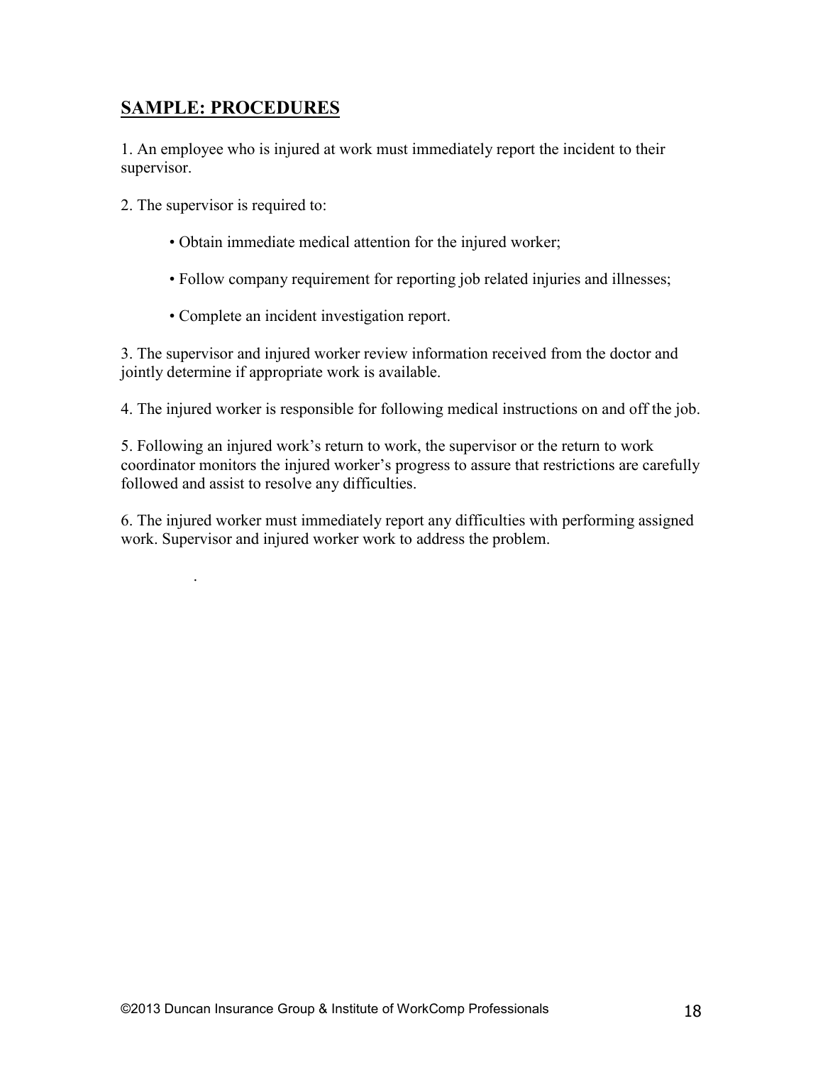## SAMPLE: PROCEDURES

1. An employee who is injured at work must immediately report the incident to their supervisor.

2. The supervisor is required to:

   - Obtain immediate medical attention for the injured worker;
   - Follow company requirement for reporting job related injuries and illnesses;
   - Complete an incident investigation report.

3. The supervisor and injured worker review information received from the doctor and jointly determine if appropriate work is available.

4. The injured worker is responsible for following medical instructions on and off the job.

5. Following an injured work's return to work, the supervisor or the return to work coordinator monitors the injured worker's progress to assure that restrictions are carefully followed and assist to resolve any difficulties.

6. The injured worker must immediately report any difficulties with performing assigned work. Supervisor and injured worker work to address the problem.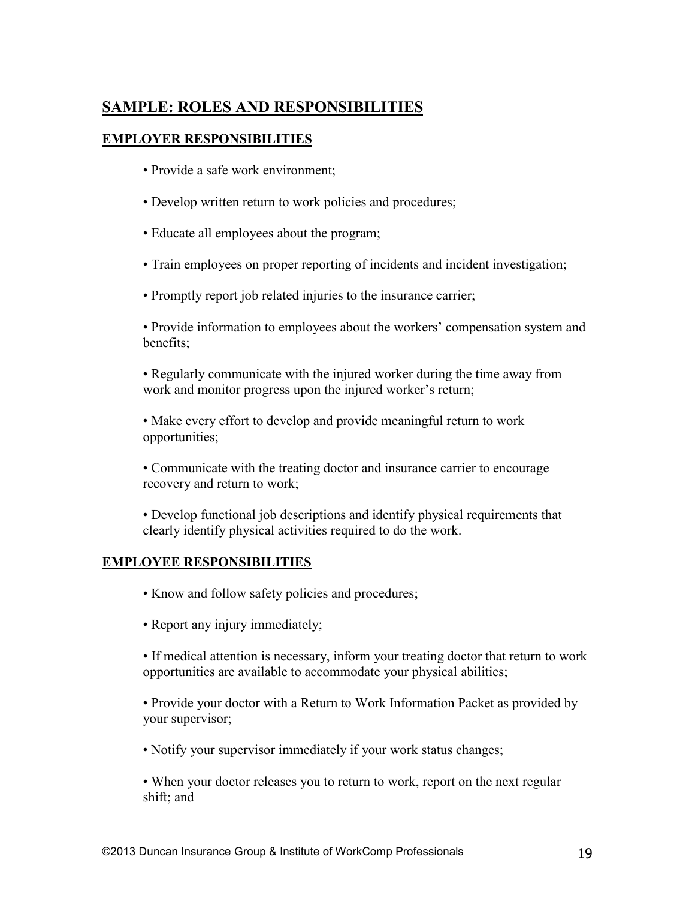## SAMPLE: ROLES AND RESPONSIBILITIES

### EMPLOYER RESPONSIBILITIES

- Provide a safe work environment;
- Develop written return to work policies and procedures;
- Educate all employees about the program;
- Train employees on proper reporting of incidents and incident investigation;
- Promptly report job related injuries to the insurance carrier;
- Provide information to employees about the workers' compensation system and benefits;
- Regularly communicate with the injured worker during the time away from work and monitor progress upon the injured worker's return;
- Make every effort to develop and provide meaningful return to work opportunities;
- Communicate with the treating doctor and insurance carrier to encourage recovery and return to work;
- Develop functional job descriptions and identify physical requirements that clearly identify physical activities required to do the work.

### EMPLOYEE RESPONSIBILITIES

- Know and follow safety policies and procedures;
- Report any injury immediately;
- If medical attention is necessary, inform your treating doctor that return to work opportunities are available to accommodate your physical abilities;
- Provide your doctor with a Return to Work Information Packet as provided by your supervisor;
- Notify your supervisor immediately if your work status changes;
- When your doctor releases you to return to work, report on the next regular shift; and

©2013 Duncan Insurance Group & Institute of WorkComp Professionals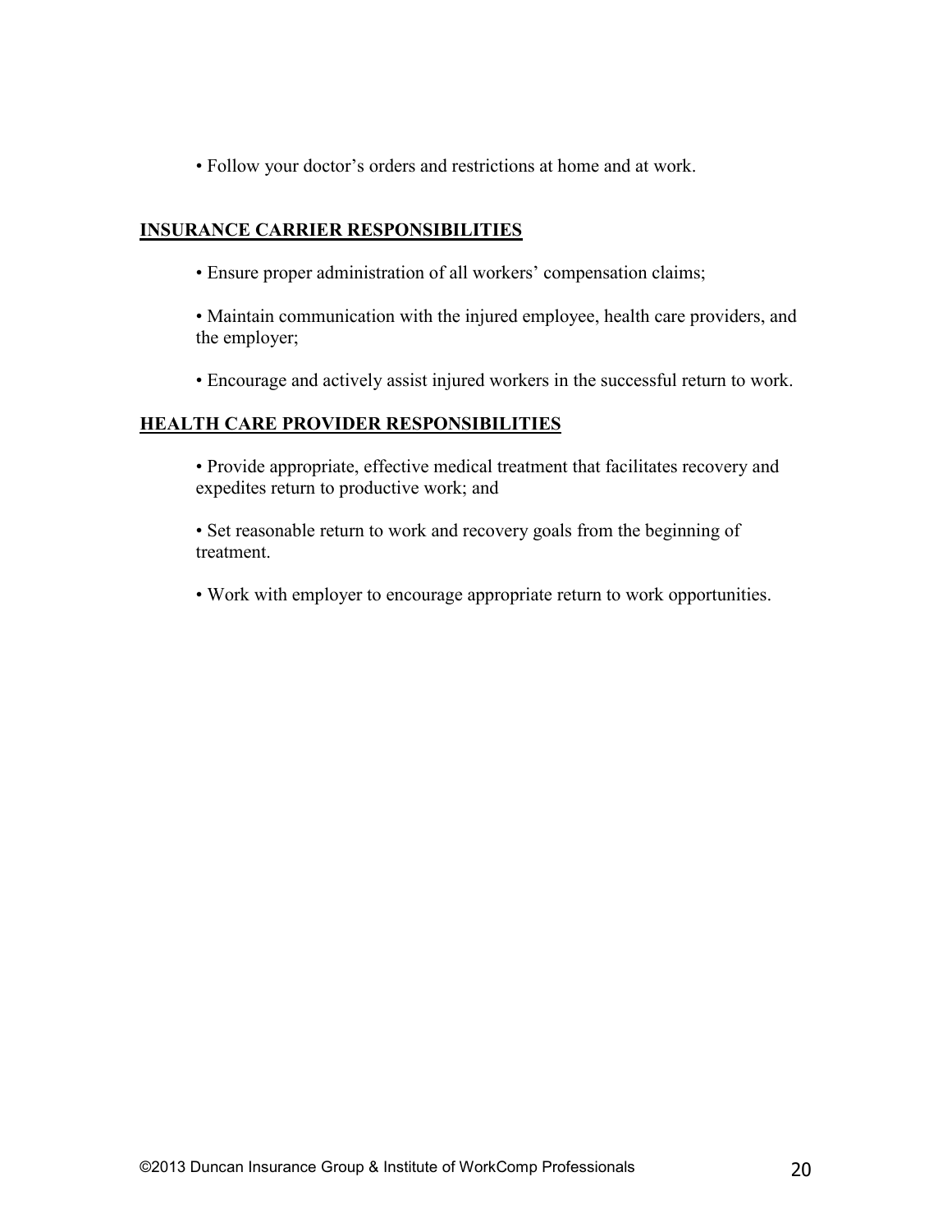- Follow your doctor's orders and restrictions at home and at work.

## INSURANCE CARRIER RESPONSIBILITIES

- Ensure proper administration of all workers' compensation claims;

- Maintain communication with the injured employee, health care providers, and the employer;

- Encourage and actively assist injured workers in the successful return to work.

## HEALTH CARE PROVIDER RESPONSIBILITIES

- Provide appropriate, effective medical treatment that facilitates recovery and expedites return to productive work; and

- Set reasonable return to work and recovery goals from the beginning of treatment.

- Work with employer to encourage appropriate return to work opportunities.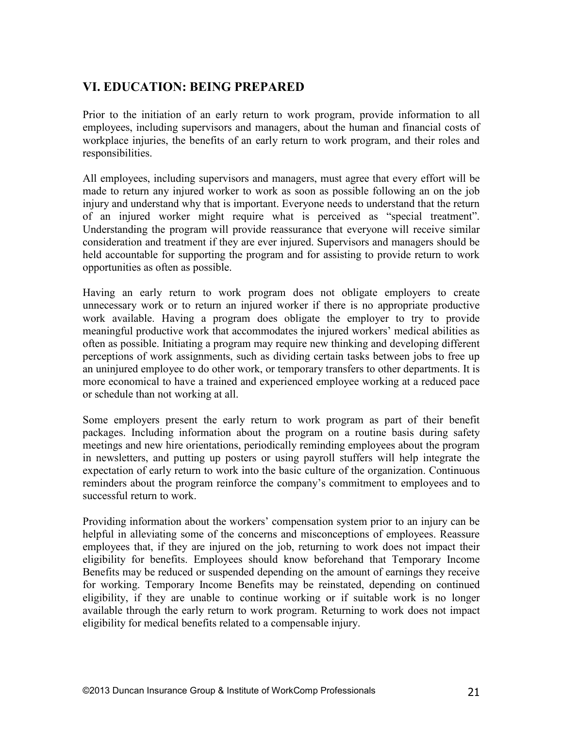## VI. EDUCATION: BEING PREPARED

Prior to the initiation of an early return to work program, provide information to all employees, including supervisors and managers, about the human and financial costs of workplace injuries, the benefits of an early return to work program, and their roles and responsibilities.

All employees, including supervisors and managers, must agree that every effort will be made to return any injured worker to work as soon as possible following an on the job injury and understand why that is important. Everyone needs to understand that the return of an injured worker might require what is perceived as "special treatment". Understanding the program will provide reassurance that everyone will receive similar consideration and treatment if they are ever injured. Supervisors and managers should be held accountable for supporting the program and for assisting to provide return to work opportunities as often as possible.

Having an early return to work program does not obligate employers to create unnecessary work or to return an injured worker if there is no appropriate productive work available. Having a program does obligate the employer to try to provide meaningful productive work that accommodates the injured workers' medical abilities as often as possible. Initiating a program may require new thinking and developing different perceptions of work assignments, such as dividing certain tasks between jobs to free up an uninjured employee to do other work, or temporary transfers to other departments. It is more economical to have a trained and experienced employee working at a reduced pace or schedule than not working at all.

Some employers present the early return to work program as part of their benefit packages. Including information about the program on a routine basis during safety meetings and new hire orientations, periodically reminding employees about the program in newsletters, and putting up posters or using payroll stuffers will help integrate the expectation of early return to work into the basic culture of the organization. Continuous reminders about the program reinforce the company's commitment to employees and to successful return to work.

Providing information about the workers' compensation system prior to an injury can be helpful in alleviating some of the concerns and misconceptions of employees. Reassure employees that, if they are injured on the job, returning to work does not impact their eligibility for benefits. Employees should know beforehand that Temporary Income Benefits may be reduced or suspended depending on the amount of earnings they receive for working. Temporary Income Benefits may be reinstated, depending on continued eligibility, if they are unable to continue working or if suitable work is no longer available through the early return to work program. Returning to work does not impact eligibility for medical benefits related to a compensable injury.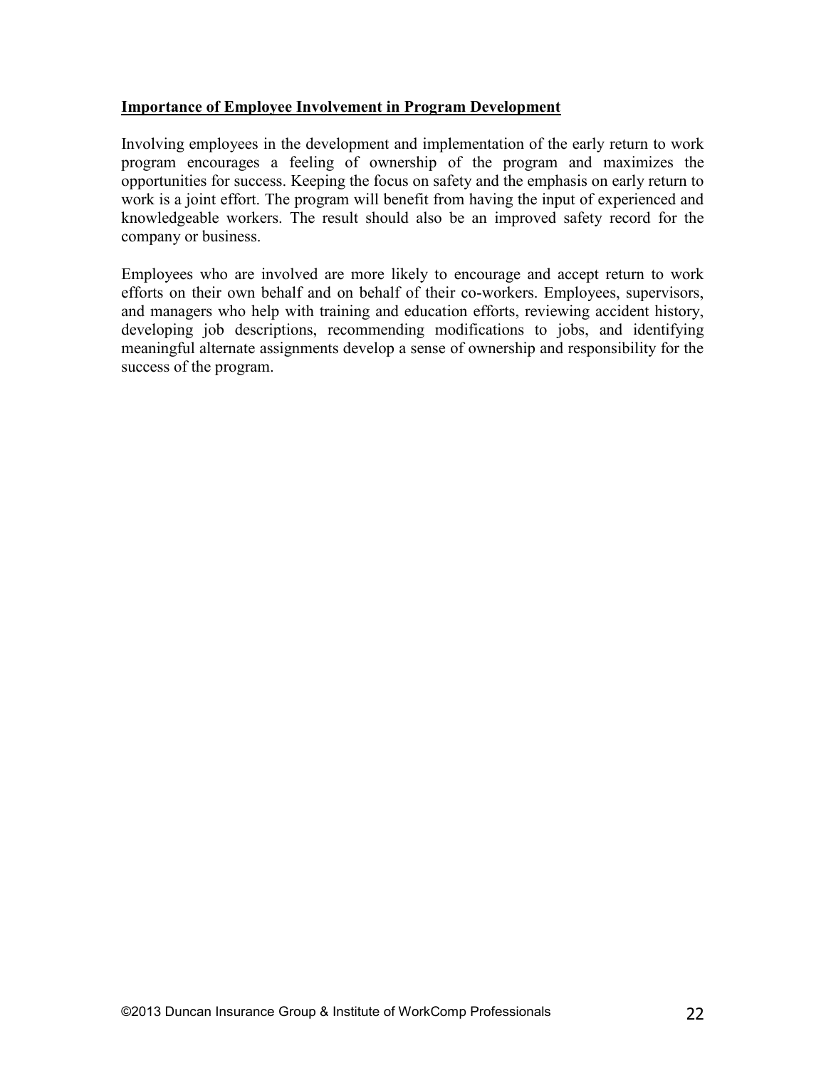**Importance of Employee Involvement in Program Development**

Involving employees in the development and implementation of the early return to work program encourages a feeling of ownership of the program and maximizes the opportunities for success. Keeping the focus on safety and the emphasis on early return to work is a joint effort. The program will benefit from having the input of experienced and knowledgeable workers. The result should also be an improved safety record for the company or business.

Employees who are involved are more likely to encourage and accept return to work efforts on their own behalf and on behalf of their co-workers. Employees, supervisors, and managers who help with training and education efforts, reviewing accident history, developing job descriptions, recommending modifications to jobs, and identifying meaningful alternate assignments develop a sense of ownership and responsibility for the success of the program.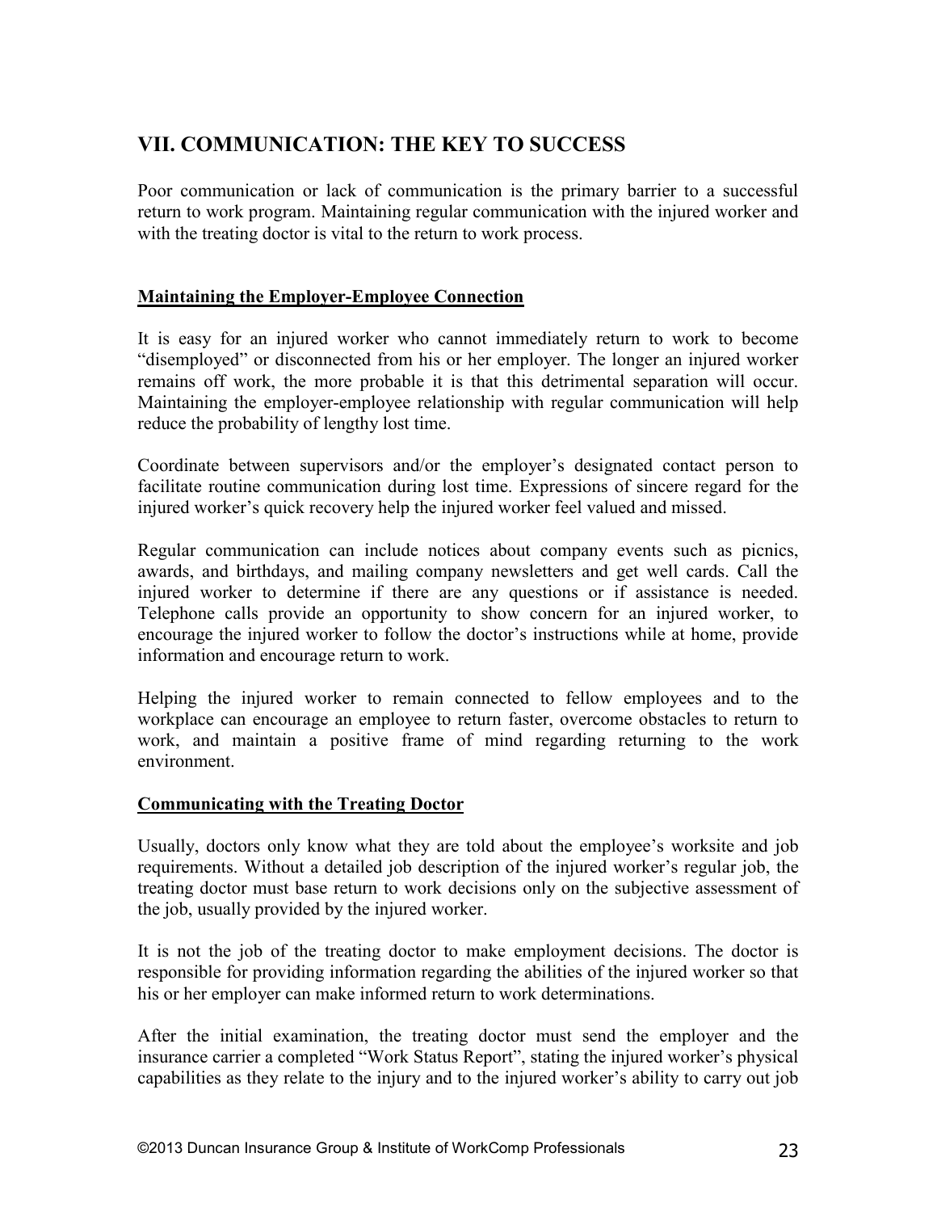## VII. COMMUNICATION: THE KEY TO SUCCESS

Poor communication or lack of communication is the primary barrier to a successful return to work program. Maintaining regular communication with the injured worker and with the treating doctor is vital to the return to work process.

### Maintaining the Employer-Employee Connection

It is easy for an injured worker who cannot immediately return to work to become "disemployed" or disconnected from his or her employer. The longer an injured worker remains off work, the more probable it is that this detrimental separation will occur. Maintaining the employer-employee relationship with regular communication will help reduce the probability of lengthy lost time.

Coordinate between supervisors and/or the employer's designated contact person to facilitate routine communication during lost time. Expressions of sincere regard for the injured worker's quick recovery help the injured worker feel valued and missed.

Regular communication can include notices about company events such as picnics, awards, and birthdays, and mailing company newsletters and get well cards. Call the injured worker to determine if there are any questions or if assistance is needed. Telephone calls provide an opportunity to show concern for an injured worker, to encourage the injured worker to follow the doctor's instructions while at home, provide information and encourage return to work.

Helping the injured worker to remain connected to fellow employees and to the workplace can encourage an employee to return faster, overcome obstacles to return to work, and maintain a positive frame of mind regarding returning to the work environment.

### Communicating with the Treating Doctor

Usually, doctors only know what they are told about the employee's worksite and job requirements. Without a detailed job description of the injured worker's regular job, the treating doctor must base return to work decisions only on the subjective assessment of the job, usually provided by the injured worker.

It is not the job of the treating doctor to make employment decisions. The doctor is responsible for providing information regarding the abilities of the injured worker so that his or her employer can make informed return to work determinations.

After the initial examination, the treating doctor must send the employer and the insurance carrier a completed "Work Status Report", stating the injured worker's physical capabilities as they relate to the injury and to the injured worker's ability to carry out job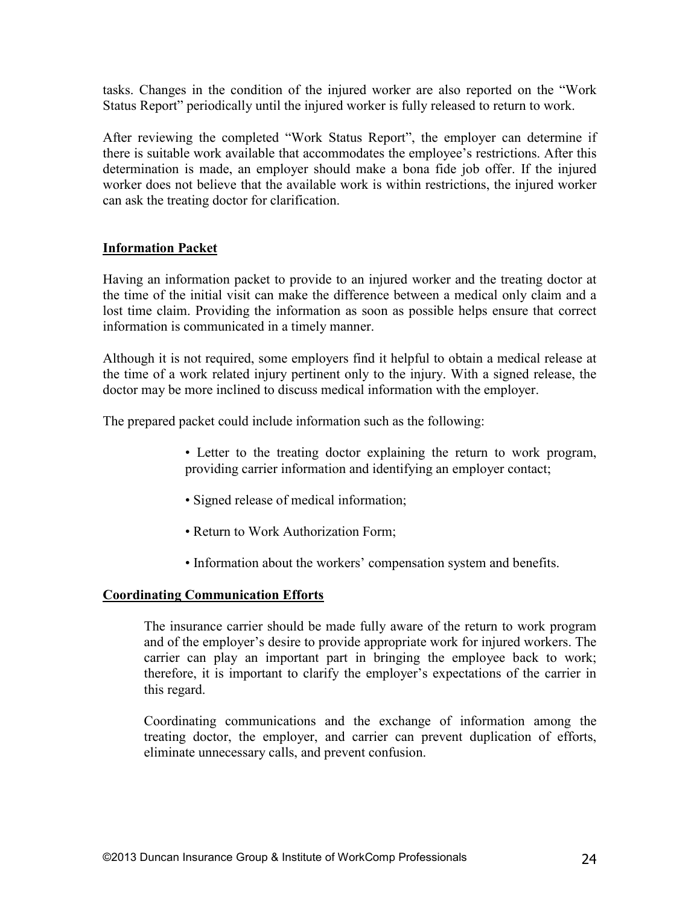tasks. Changes in the condition of the injured worker are also reported on the "Work Status Report" periodically until the injured worker is fully released to return to work.

After reviewing the completed "Work Status Report", the employer can determine if there is suitable work available that accommodates the employee's restrictions. After this determination is made, an employer should make a bona fide job offer. If the injured worker does not believe that the available work is within restrictions, the injured worker can ask the treating doctor for clarification.

## Information Packet

Having an information packet to provide to an injured worker and the treating doctor at the time of the initial visit can make the difference between a medical only claim and a lost time claim. Providing the information as soon as possible helps ensure that correct information is communicated in a timely manner.

Although it is not required, some employers find it helpful to obtain a medical release at the time of a work related injury pertinent only to the injury. With a signed release, the doctor may be more inclined to discuss medical information with the employer.

The prepared packet could include information such as the following:

- Letter to the treating doctor explaining the return to work program, providing carrier information and identifying an employer contact;
- Signed release of medical information;
- Return to Work Authorization Form;
- Information about the workers' compensation system and benefits.

## Coordinating Communication Efforts

The insurance carrier should be made fully aware of the return to work program and of the employer's desire to provide appropriate work for injured workers. The carrier can play an important part in bringing the employee back to work; therefore, it is important to clarify the employer's expectations of the carrier in this regard.

Coordinating communications and the exchange of information among the treating doctor, the employer, and carrier can prevent duplication of efforts, eliminate unnecessary calls, and prevent confusion.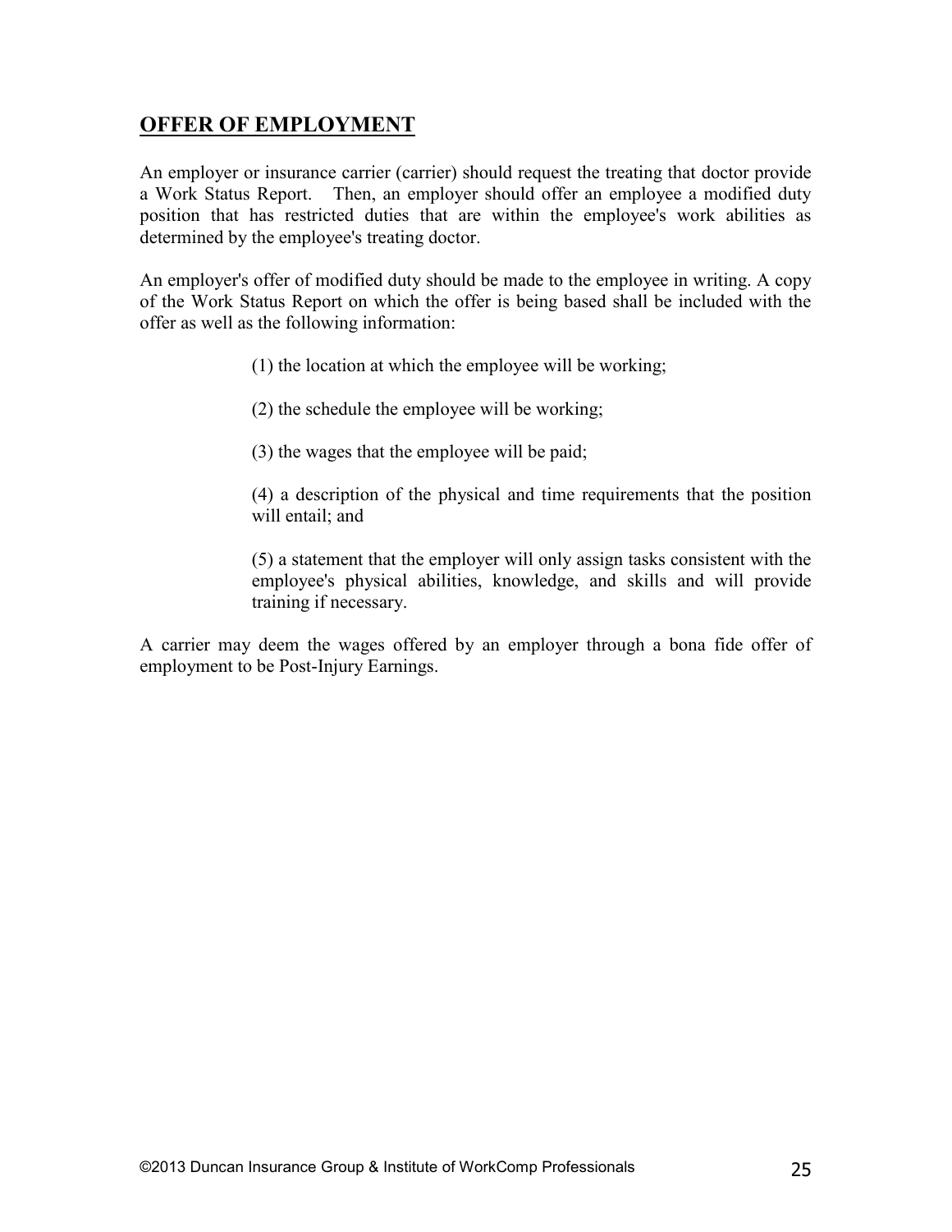## OFFER OF EMPLOYMENT

An employer or insurance carrier (carrier) should request the treating that doctor provide a Work Status Report. Then, an employer should offer an employee a modified duty position that has restricted duties that are within the employee's work abilities as determined by the employee's treating doctor.

An employer's offer of modified duty should be made to the employee in writing. A copy of the Work Status Report on which the offer is being based shall be included with the offer as well as the following information:

> (1) the location at which the employee will be working;
>
> (2) the schedule the employee will be working;
>
> (3) the wages that the employee will be paid;
>
> (4) a description of the physical and time requirements that the position will entail; and
>
> (5) a statement that the employer will only assign tasks consistent with the employee's physical abilities, knowledge, and skills and will provide training if necessary.

A carrier may deem the wages offered by an employer through a bona fide offer of employment to be Post-Injury Earnings.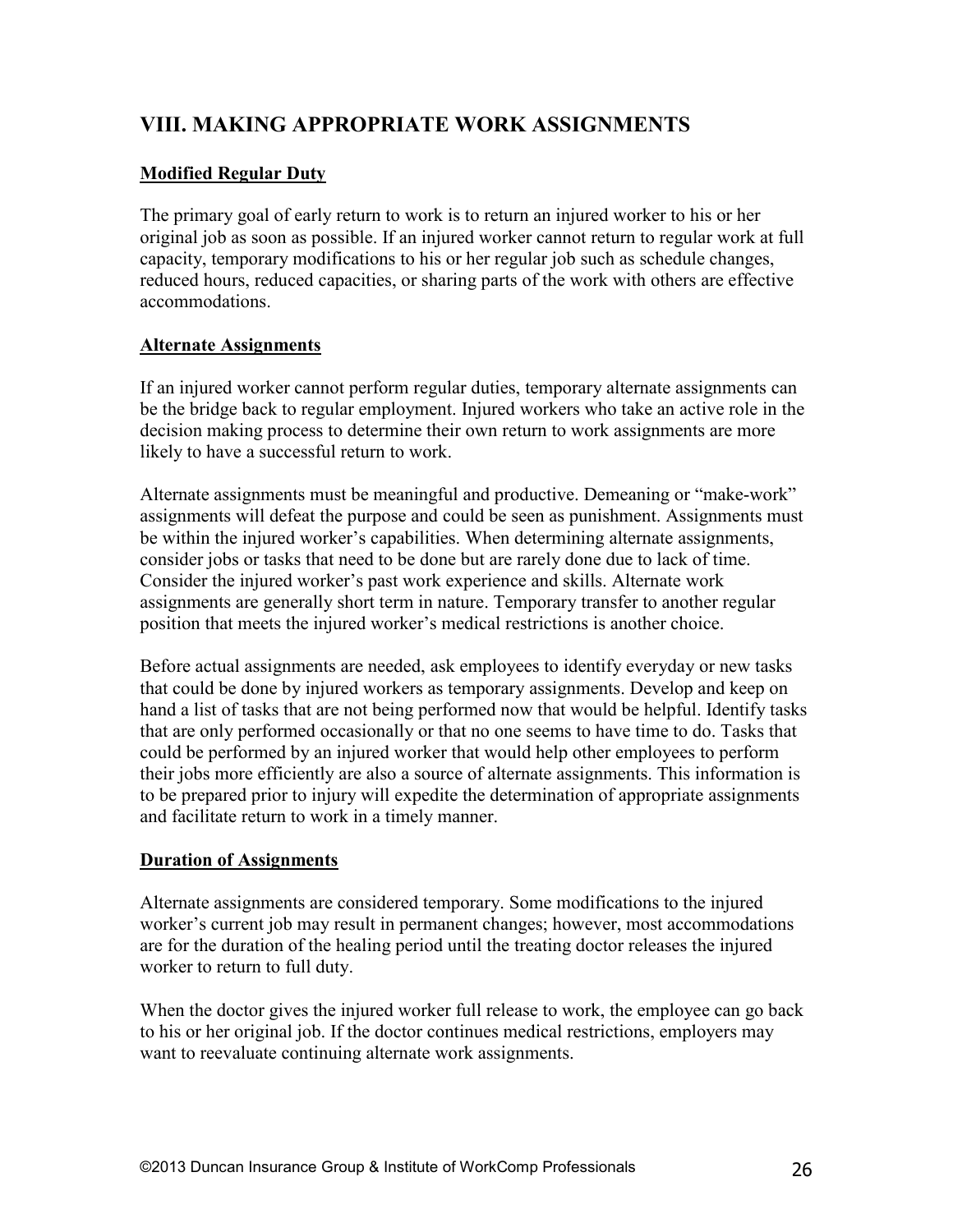## VIII. MAKING APPROPRIATE WORK ASSIGNMENTS

### Modified Regular Duty

The primary goal of early return to work is to return an injured worker to his or her original job as soon as possible. If an injured worker cannot return to regular work at full capacity, temporary modifications to his or her regular job such as schedule changes, reduced hours, reduced capacities, or sharing parts of the work with others are effective accommodations.

### Alternate Assignments

If an injured worker cannot perform regular duties, temporary alternate assignments can be the bridge back to regular employment. Injured workers who take an active role in the decision making process to determine their own return to work assignments are more likely to have a successful return to work.

Alternate assignments must be meaningful and productive. Demeaning or "make-work" assignments will defeat the purpose and could be seen as punishment. Assignments must be within the injured worker's capabilities. When determining alternate assignments, consider jobs or tasks that need to be done but are rarely done due to lack of time. Consider the injured worker's past work experience and skills. Alternate work assignments are generally short term in nature. Temporary transfer to another regular position that meets the injured worker's medical restrictions is another choice.

Before actual assignments are needed, ask employees to identify everyday or new tasks that could be done by injured workers as temporary assignments. Develop and keep on hand a list of tasks that are not being performed now that would be helpful. Identify tasks that are only performed occasionally or that no one seems to have time to do. Tasks that could be performed by an injured worker that would help other employees to perform their jobs more efficiently are also a source of alternate assignments. This information is to be prepared prior to injury will expedite the determination of appropriate assignments and facilitate return to work in a timely manner.

### Duration of Assignments

Alternate assignments are considered temporary. Some modifications to the injured worker's current job may result in permanent changes; however, most accommodations are for the duration of the healing period until the treating doctor releases the injured worker to return to full duty.

When the doctor gives the injured worker full release to work, the employee can go back to his or her original job. If the doctor continues medical restrictions, employers may want to reevaluate continuing alternate work assignments.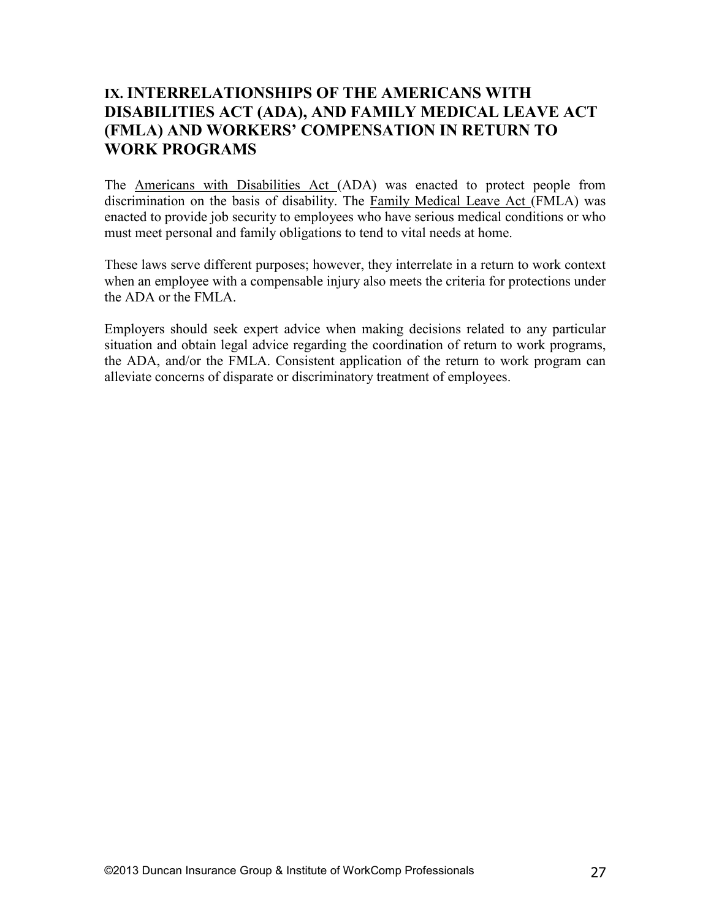## IX. INTERRELATIONSHIPS OF THE AMERICANS WITH DISABILITIES ACT (ADA), AND FAMILY MEDICAL LEAVE ACT (FMLA) AND WORKERS' COMPENSATION IN RETURN TO WORK PROGRAMS

The Americans with Disabilities Act (ADA) was enacted to protect people from discrimination on the basis of disability. The Family Medical Leave Act (FMLA) was enacted to provide job security to employees who have serious medical conditions or who must meet personal and family obligations to tend to vital needs at home.

These laws serve different purposes; however, they interrelate in a return to work context when an employee with a compensable injury also meets the criteria for protections under the ADA or the FMLA.

Employers should seek expert advice when making decisions related to any particular situation and obtain legal advice regarding the coordination of return to work programs, the ADA, and/or the FMLA. Consistent application of the return to work program can alleviate concerns of disparate or discriminatory treatment of employees.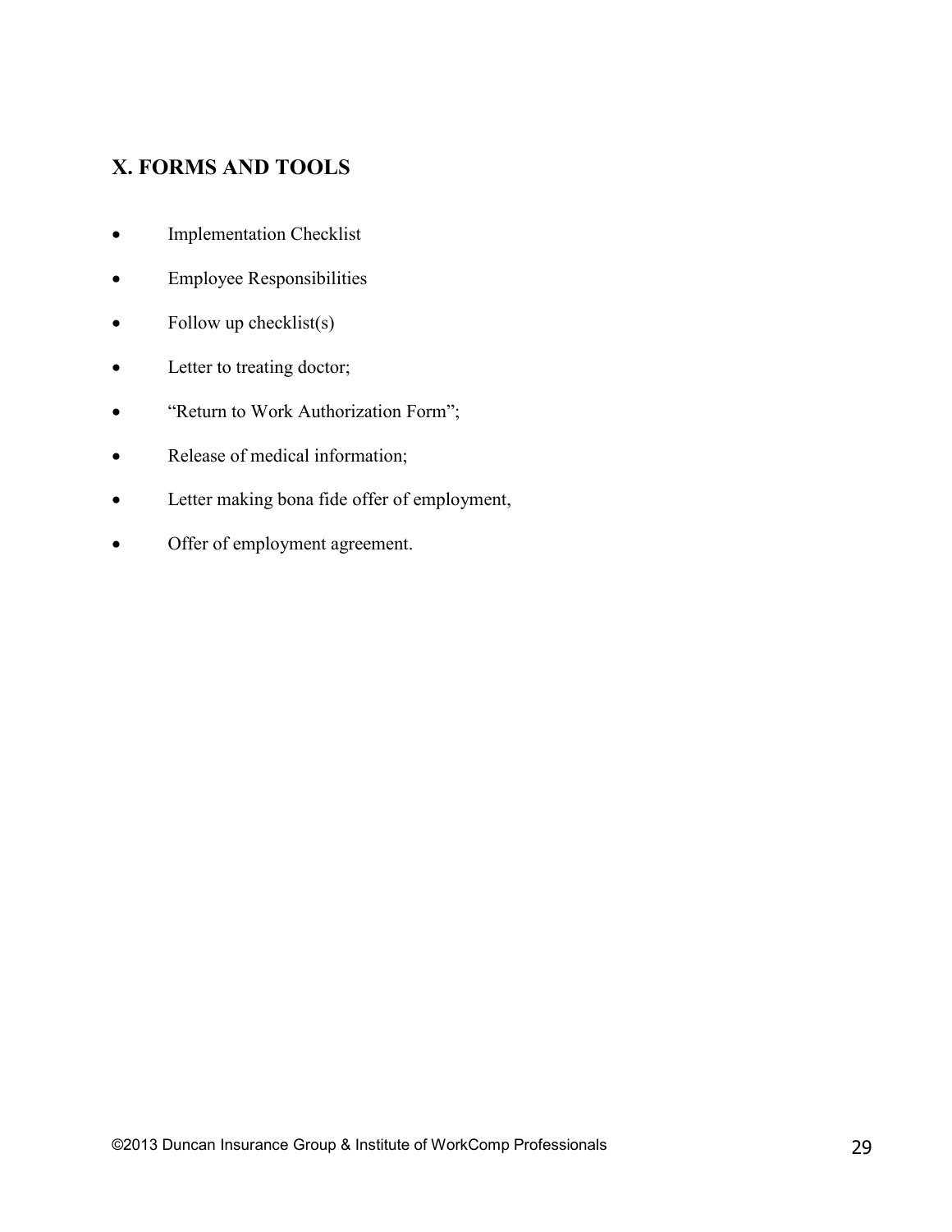## X. FORMS AND TOOLS

- Implementation Checklist
- Employee Responsibilities
- Follow up checklist(s)
- Letter to treating doctor;
- "Return to Work Authorization Form";
- Release of medical information;
- Letter making bona fide offer of employment,
- Offer of employment agreement.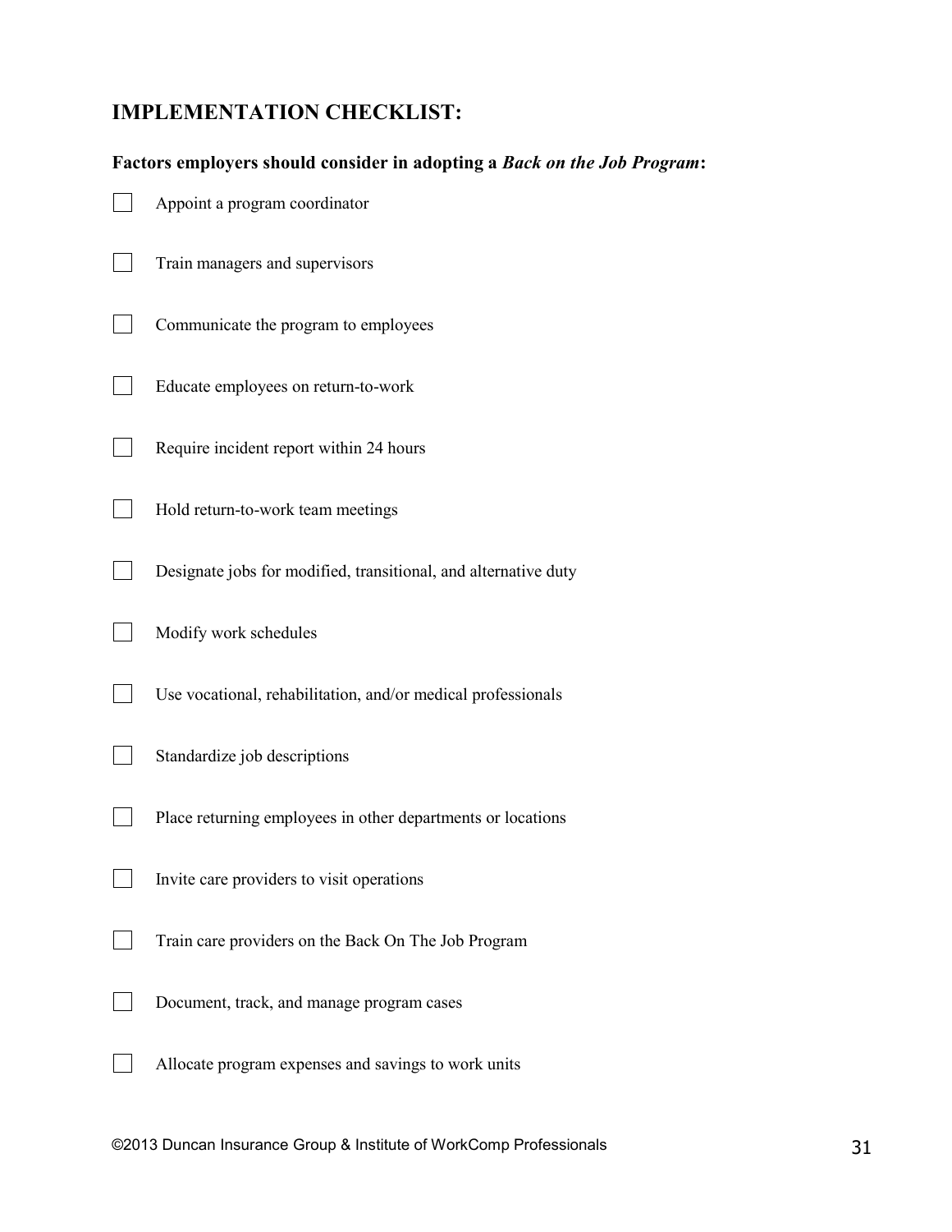## IMPLEMENTATION CHECKLIST:

**Factors employers should consider in adopting a *Back on the Job Program*:**

- [ ] Appoint a program coordinator
- [ ] Train managers and supervisors
- [ ] Communicate the program to employees
- [ ] Educate employees on return-to-work
- [ ] Require incident report within 24 hours
- [ ] Hold return-to-work team meetings
- [ ] Designate jobs for modified, transitional, and alternative duty
- [ ] Modify work schedules
- [ ] Use vocational, rehabilitation, and/or medical professionals
- [ ] Standardize job descriptions
- [ ] Place returning employees in other departments or locations
- [ ] Invite care providers to visit operations
- [ ] Train care providers on the Back On The Job Program
- [ ] Document, track, and manage program cases
- [ ] Allocate program expenses and savings to work units

©2013 Duncan Insurance Group & Institute of WorkComp Professionals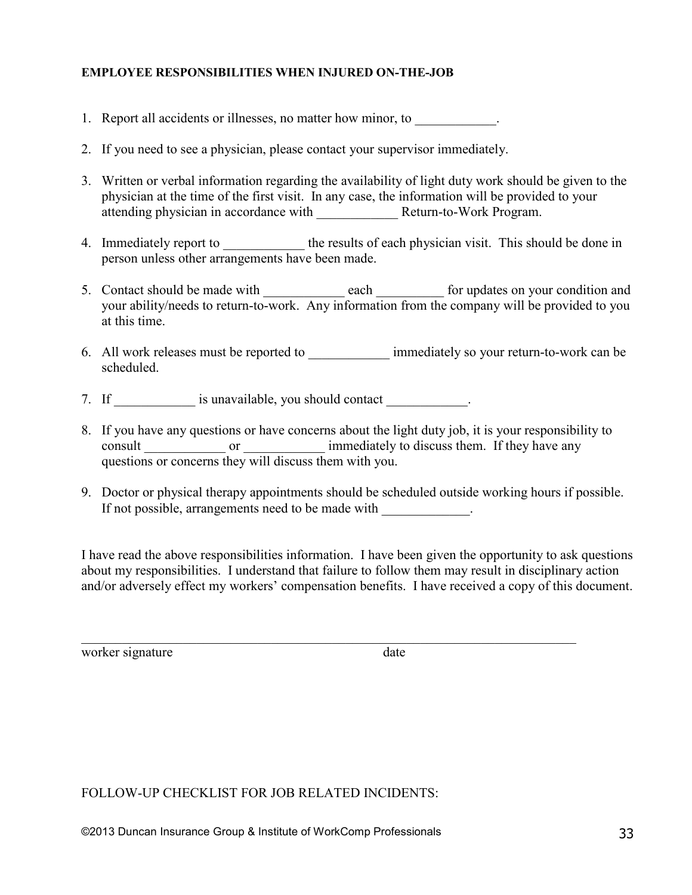**EMPLOYEE RESPONSIBILITIES WHEN INJURED ON-THE-JOB**

1. Report all accidents or illnesses, no matter how minor, to ____________.

2. If you need to see a physician, please contact your supervisor immediately.

3. Written or verbal information regarding the availability of light duty work should be given to the physician at the time of the first visit. In any case, the information will be provided to your attending physician in accordance with ____________ Return-to-Work Program.

4. Immediately report to ____________ the results of each physician visit. This should be done in person unless other arrangements have been made.

5. Contact should be made with ____________ each __________ for updates on your condition and your ability/needs to return-to-work. Any information from the company will be provided to you at this time.

6. All work releases must be reported to ____________ immediately so your return-to-work can be scheduled.

7. If ____________ is unavailable, you should contact ____________.

8. If you have any questions or have concerns about the light duty job, it is your responsibility to consult ____________ or ____________ immediately to discuss them. If they have any questions or concerns they will discuss them with you.

9. Doctor or physical therapy appointments should be scheduled outside working hours if possible. If not possible, arrangements need to be made with _____________.

I have read the above responsibilities information. I have been given the opportunity to ask questions about my responsibilities. I understand that failure to follow them may result in disciplinary action and/or adversely effect my workers' compensation benefits. I have received a copy of this document.

_________________________________________________________________________

worker signature                                        date

FOLLOW-UP CHECKLIST FOR JOB RELATED INCIDENTS:

©2013 Duncan Insurance Group & Institute of WorkComp Professionals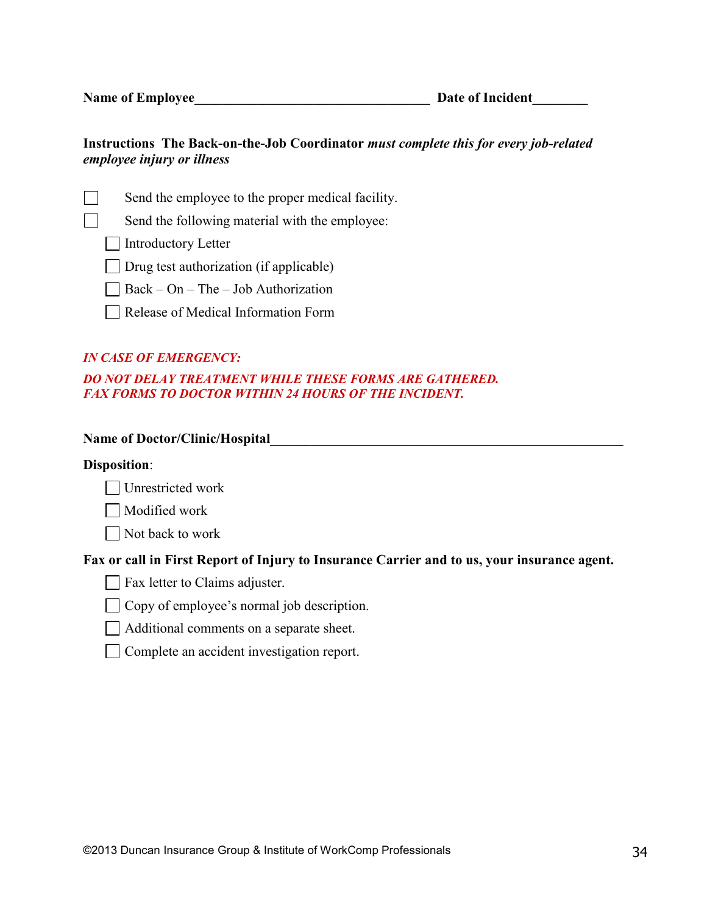**Name of Employee**___________________________________ **Date of Incident**________

**Instructions The Back-on-the-Job Coordinator** ***must complete this for every job-related employee injury or illness***

- [ ] Send the employee to the proper medical facility.
- [ ] Send the following material with the employee:
  - [ ] Introductory Letter
  - [ ] Drug test authorization (if applicable)
  - [ ] Back – On – The – Job Authorization
  - [ ] Release of Medical Information Form

***IN CASE OF EMERGENCY:***

***DO NOT DELAY TREATMENT WHILE THESE FORMS ARE GATHERED.***
***FAX FORMS TO DOCTOR WITHIN 24 HOURS OF THE INCIDENT.***

**Name of Doctor/Clinic/Hospital**_____________________________________________________

**Disposition**:

- [ ] Unrestricted work
- [ ] Modified work
- [ ] Not back to work

**Fax or call in First Report of Injury to Insurance Carrier and to us, your insurance agent.**

- [ ] Fax letter to Claims adjuster.
- [ ] Copy of employee's normal job description.
- [ ] Additional comments on a separate sheet.
- [ ] Complete an accident investigation report.

©2013 Duncan Insurance Group & Institute of WorkComp Professionals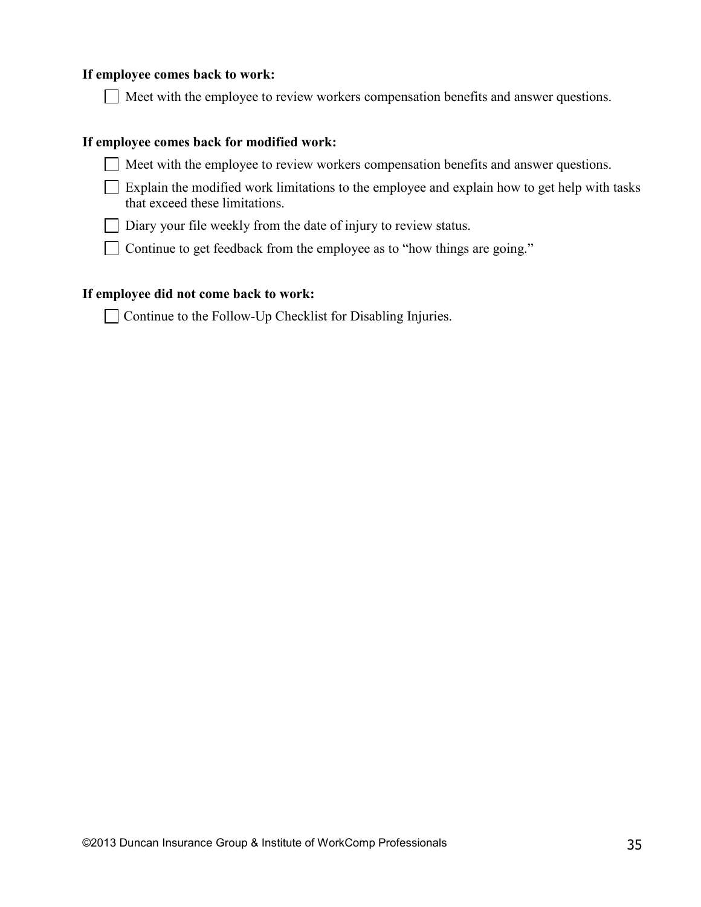**If employee comes back to work:**

- [ ] Meet with the employee to review workers compensation benefits and answer questions.

**If employee comes back for modified work:**

- [ ] Meet with the employee to review workers compensation benefits and answer questions.
- [ ] Explain the modified work limitations to the employee and explain how to get help with tasks that exceed these limitations.
- [ ] Diary your file weekly from the date of injury to review status.
- [ ] Continue to get feedback from the employee as to "how things are going."

**If employee did not come back to work:**

- [ ] Continue to the Follow-Up Checklist for Disabling Injuries.

©2013 Duncan Insurance Group & Institute of WorkComp Professionals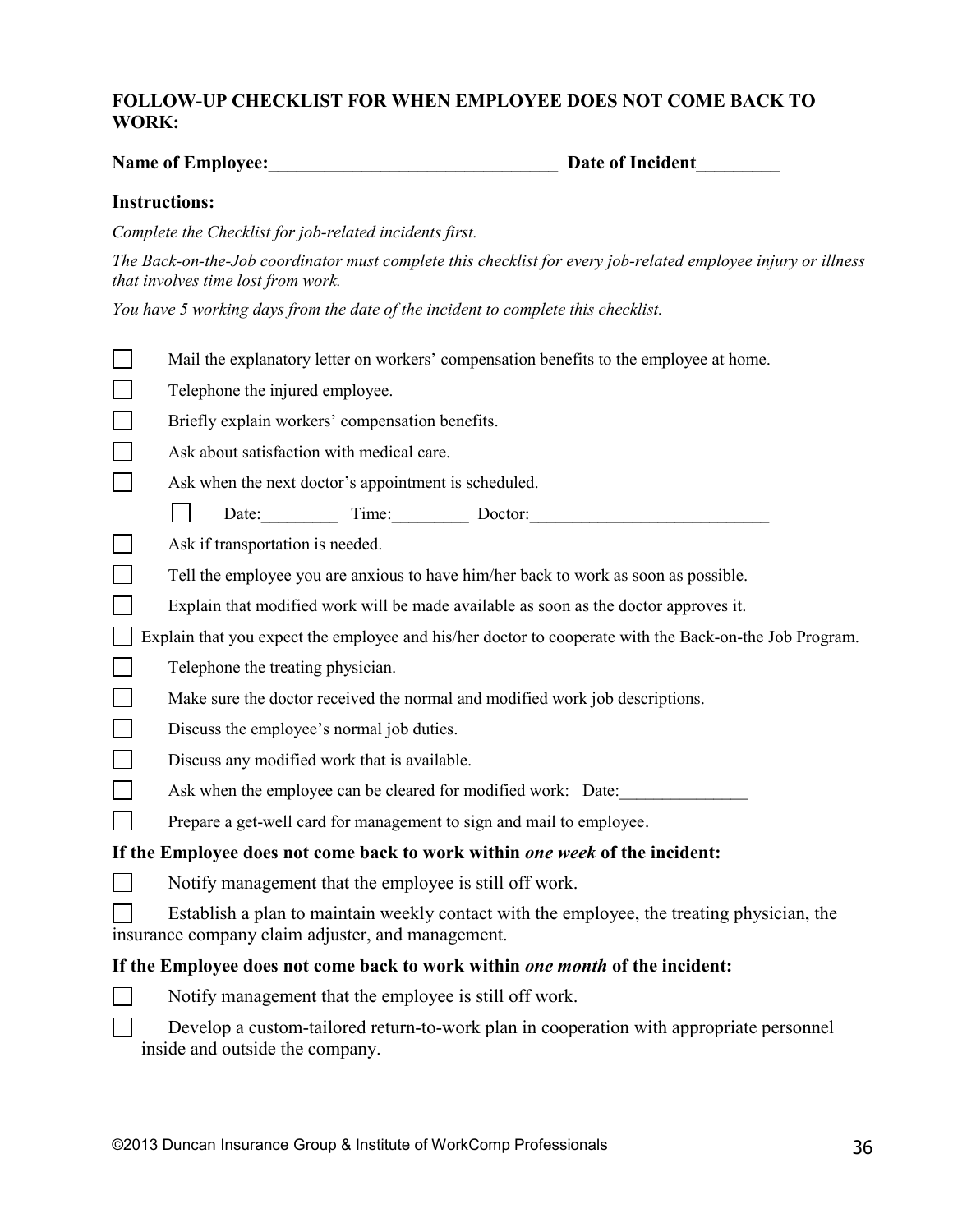## FOLLOW-UP CHECKLIST FOR WHEN EMPLOYEE DOES NOT COME BACK TO WORK:

**Name of Employee:_______________________________ Date of Incident_________**

**Instructions:**

*Complete the Checklist for job-related incidents first.*

*The Back-on-the-Job coordinator must complete this checklist for every job-related employee injury or illness that involves time lost from work.*

*You have 5 working days from the date of the incident to complete this checklist.*

- [ ] Mail the explanatory letter on workers' compensation benefits to the employee at home.
- [ ] Telephone the injured employee.
- [ ] Briefly explain workers' compensation benefits.
- [ ] Ask about satisfaction with medical care.
- [ ] Ask when the next doctor's appointment is scheduled.
  - [ ] Date:_________ Time:_________ Doctor:____________________________
- [ ] Ask if transportation is needed.
- [ ] Tell the employee you are anxious to have him/her back to work as soon as possible.
- [ ] Explain that modified work will be made available as soon as the doctor approves it.
- [ ] Explain that you expect the employee and his/her doctor to cooperate with the Back-on-the Job Program.
- [ ] Telephone the treating physician.
- [ ] Make sure the doctor received the normal and modified work job descriptions.
- [ ] Discuss the employee's normal job duties.
- [ ] Discuss any modified work that is available.
- [ ] Ask when the employee can be cleared for modified work: Date:_______________
- [ ] Prepare a get-well card for management to sign and mail to employee.

**If the Employee does not come back to work within *one week* of the incident:**

- [ ] Notify management that the employee is still off work.
- [ ] Establish a plan to maintain weekly contact with the employee, the treating physician, the insurance company claim adjuster, and management.

**If the Employee does not come back to work within *one month* of the incident:**

- [ ] Notify management that the employee is still off work.
- [ ] Develop a custom-tailored return-to-work plan in cooperation with appropriate personnel inside and outside the company.

©2013 Duncan Insurance Group & Institute of WorkComp Professionals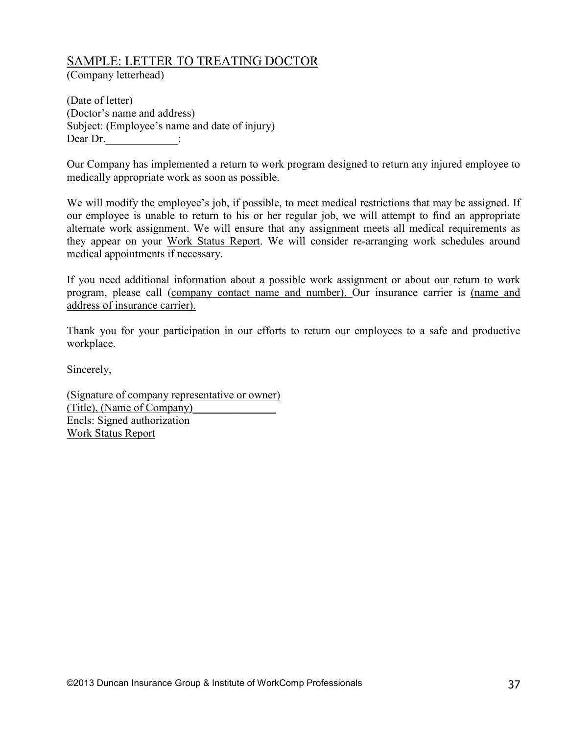## SAMPLE: LETTER TO TREATING DOCTOR

(Company letterhead)

(Date of letter)
(Doctor's name and address)
Subject: (Employee's name and date of injury)
Dear Dr.\_\_\_\_\_\_\_\_\_\_\_\_\_:

Our Company has implemented a return to work program designed to return any injured employee to medically appropriate work as soon as possible.

We will modify the employee's job, if possible, to meet medical restrictions that may be assigned. If our employee is unable to return to his or her regular job, we will attempt to find an appropriate alternate work assignment. We will ensure that any assignment meets all medical requirements as they appear on your Work Status Report. We will consider re-arranging work schedules around medical appointments if necessary.

If you need additional information about a possible work assignment or about our return to work program, please call (company contact name and number). Our insurance carrier is (name and address of insurance carrier).

Thank you for your participation in our efforts to return our employees to a safe and productive workplace.

Sincerely,

(Signature of company representative or owner)
(Title), (Name of Company)\_\_\_\_\_\_\_\_\_\_\_\_\_\_\_
Encls: Signed authorization
Work Status Report

©2013 Duncan Insurance Group & Institute of WorkComp Professionals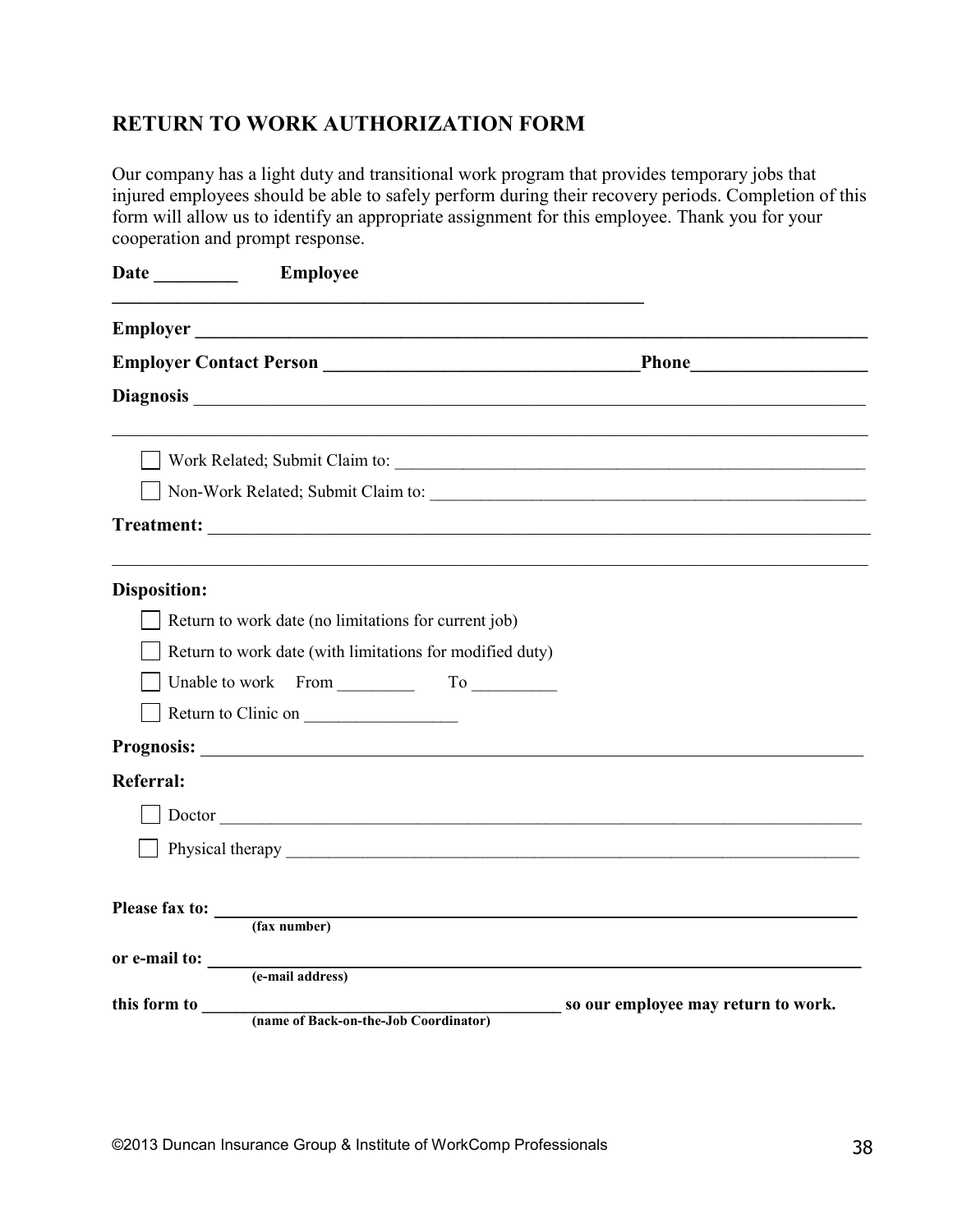## RETURN TO WORK AUTHORIZATION FORM

Our company has a light duty and transitional work program that provides temporary jobs that injured employees should be able to safely perform during their recovery periods. Completion of this form will allow us to identify an appropriate assignment for this employee. Thank you for your cooperation and prompt response.

**Date** _________ **Employee** ____________________________________________________________

**Employer** ____________________________________________________________________________

**Employer Contact Person** __________________________________ **Phone** ___________________

**Diagnosis** ____________________________________________________________________________

_______________________________________________________________________________________

☐ Work Related; Submit Claim to: _______________________________________________________

☐ Non-Work Related; Submit Claim to: ___________________________________________________

**Treatment:** ___________________________________________________________________________

_______________________________________________________________________________________

**Disposition:**

☐ Return to work date (no limitations for current job)

☐ Return to work date (with limitations for modified duty)

☐ Unable to work From _________ To __________

☐ Return to Clinic on _________________

**Prognosis:** ___________________________________________________________________________

**Referral:**

☐ Doctor ____________________________________________________________________________

☐ Physical therapy ____________________________________________________________________

**Please fax to:** ________________________________________________________________________
(fax number)

**or e-mail to:** ________________________________________________________________________
(e-mail address)

**this form to** __________________________________________ **so our employee may return to work.**
(name of Back-on-the-Job Coordinator)

©2013 Duncan Insurance Group & Institute of WorkComp Professionals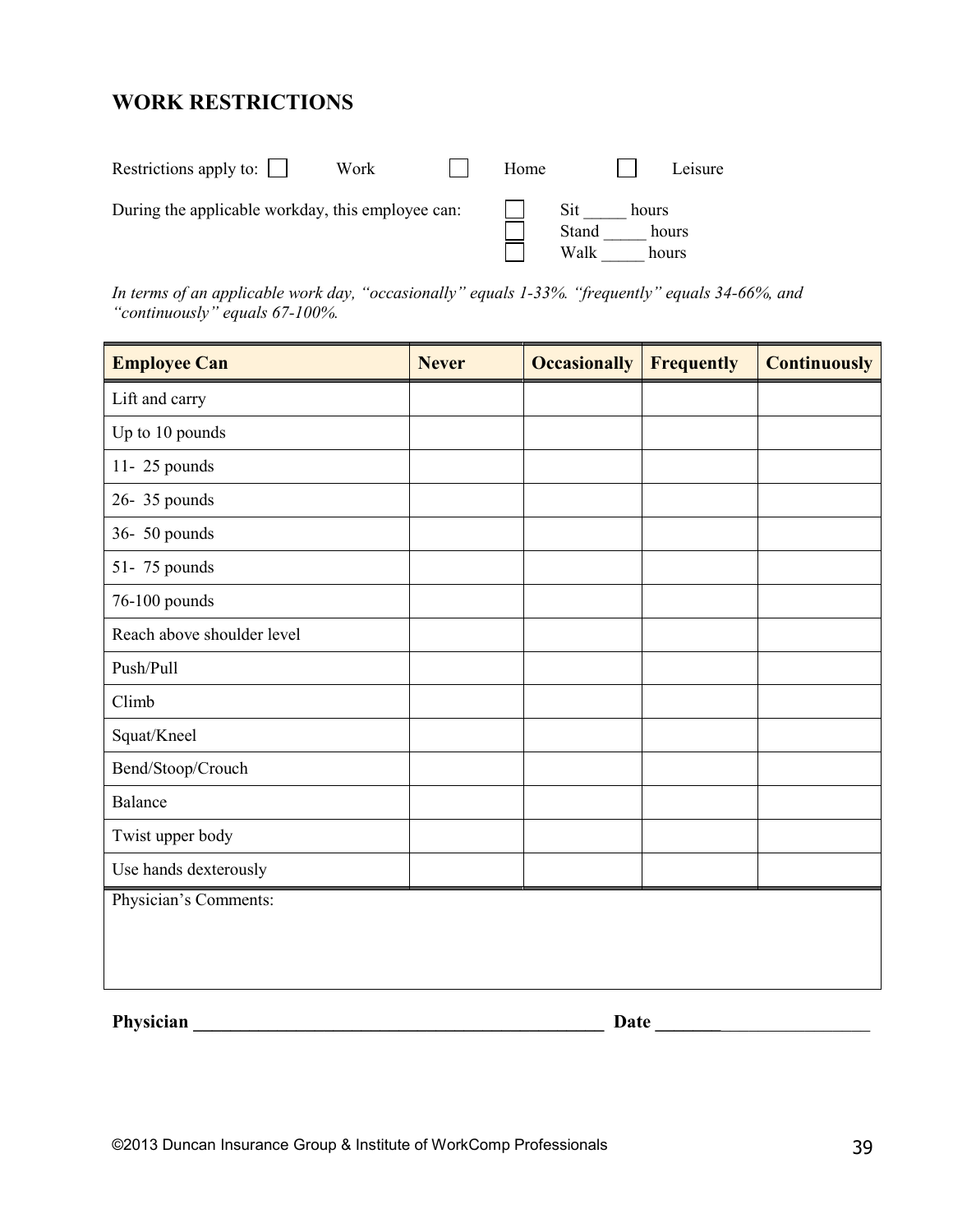## WORK RESTRICTIONS

Restrictions apply to: ☐ Work ☐ Home ☐ Leisure

During the applicable workday, this employee can:
☐ Sit _____ hours
☐ Stand _____ hours
☐ Walk _____ hours

*In terms of an applicable work day, "occasionally" equals 1-33%. "frequently" equals 34-66%, and "continuously" equals 67-100%.*

| Employee Can | Never | Occasionally | Frequently | Continuously |
|---|---|---|---|---|
| Lift and carry | | | | |
| Up to 10 pounds | | | | |
| 11- 25 pounds | | | | |
| 26- 35 pounds | | | | |
| 36- 50 pounds | | | | |
| 51- 75 pounds | | | | |
| 76-100 pounds | | | | |
| Reach above shoulder level | | | | |
| Push/Pull | | | | |
| Climb | | | | |
| Squat/Kneel | | | | |
| Bend/Stoop/Crouch | | | | |
| Balance | | | | |
| Twist upper body | | | | |
| Use hands dexterously | | | | |

Physician's Comments:

**Physician** _______________________________________________ **Date** _________________________

©2013 Duncan Insurance Group & Institute of WorkComp Professionals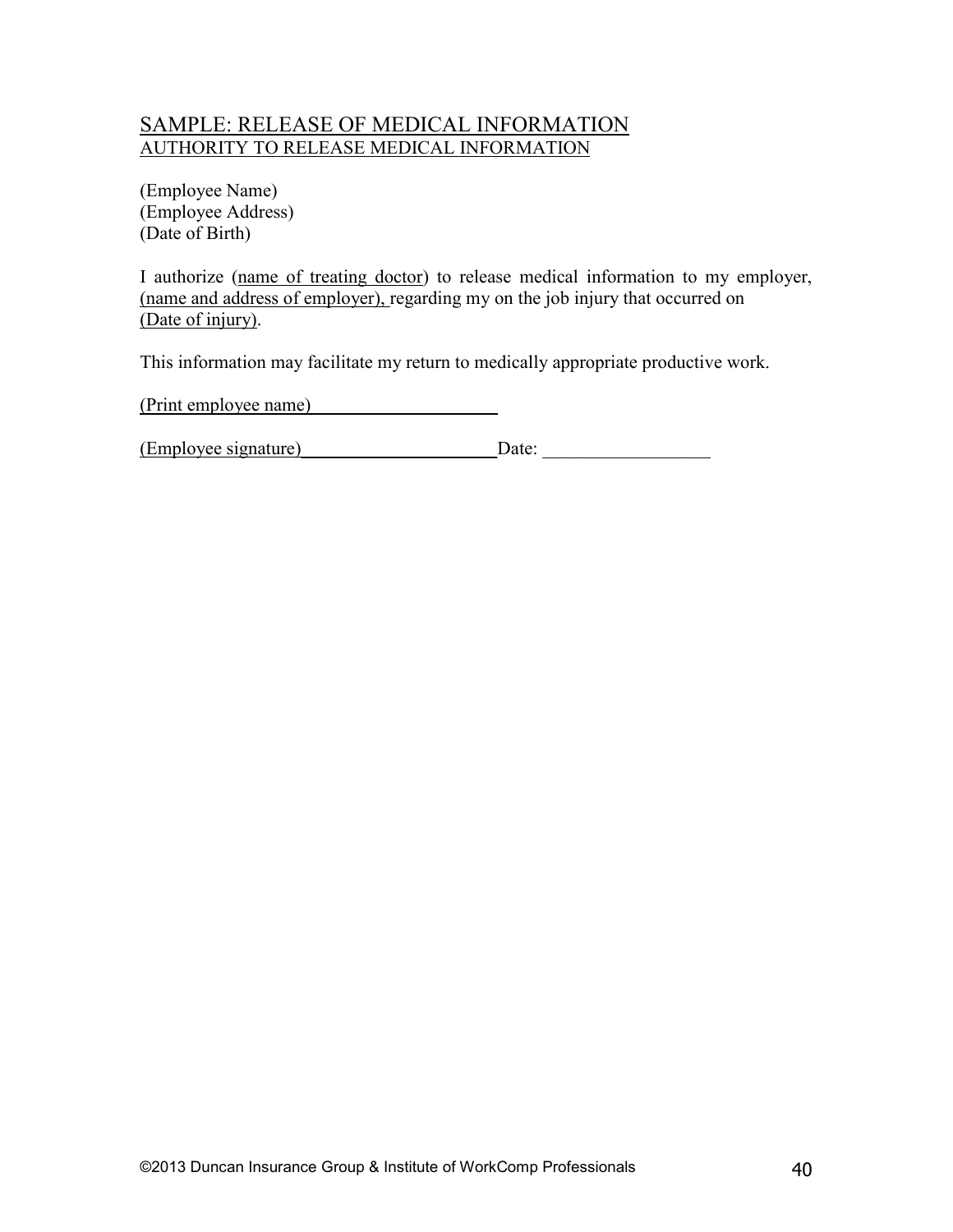## SAMPLE: RELEASE OF MEDICAL INFORMATION

### AUTHORITY TO RELEASE MEDICAL INFORMATION

(Employee Name)
(Employee Address)
(Date of Birth)

I authorize (name of treating doctor) to release medical information to my employer, (name and address of employer), regarding my on the job injury that occurred on (Date of injury).

This information may facilitate my return to medically appropriate productive work.

(Print employee name)____________________

(Employee signature)_____________________Date: __________________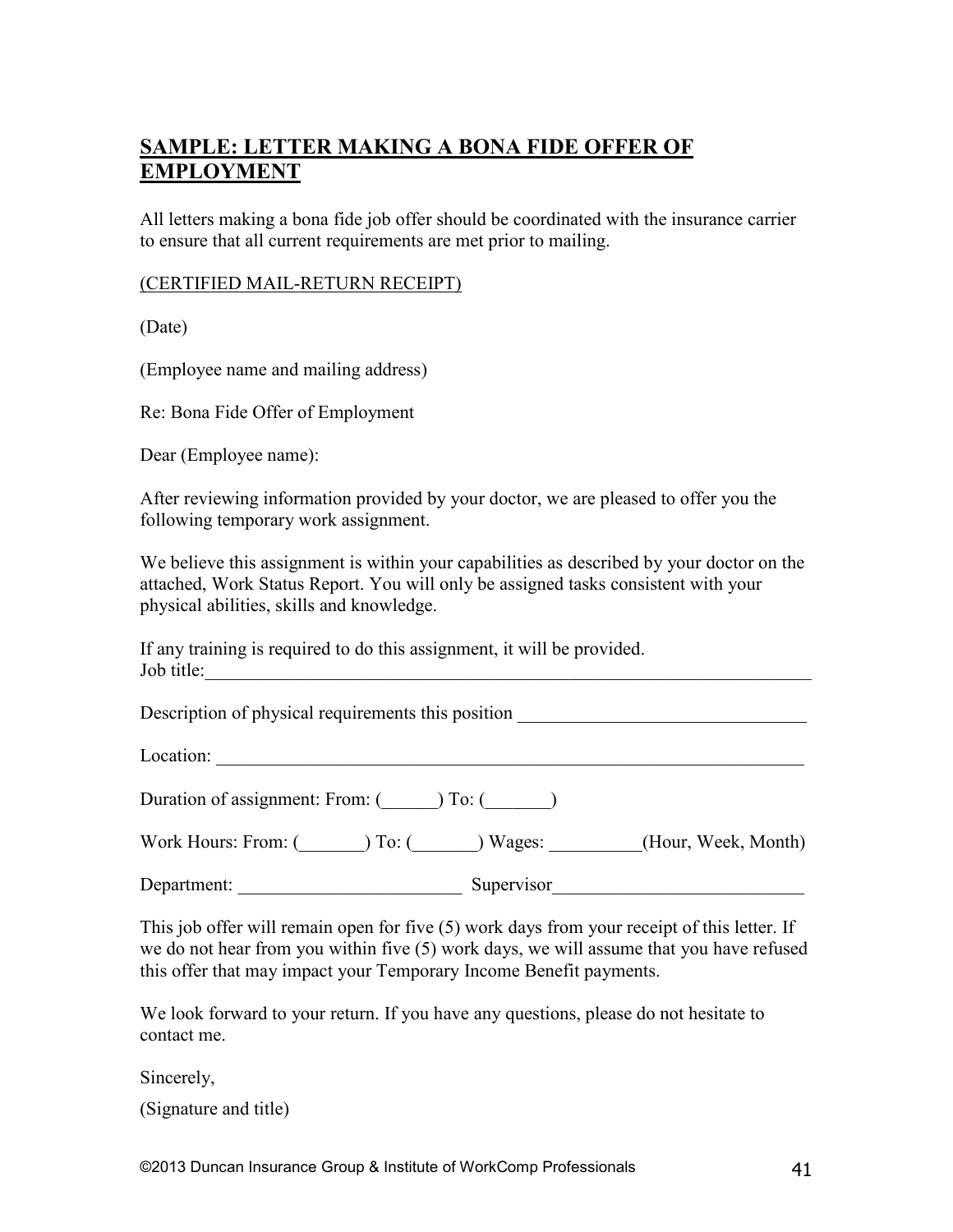## SAMPLE: LETTER MAKING A BONA FIDE OFFER OF EMPLOYMENT

All letters making a bona fide job offer should be coordinated with the insurance carrier to ensure that all current requirements are met prior to mailing.

(CERTIFIED MAIL-RETURN RECEIPT)

(Date)

(Employee name and mailing address)

Re: Bona Fide Offer of Employment

Dear (Employee name):

After reviewing information provided by your doctor, we are pleased to offer you the following temporary work assignment.

We believe this assignment is within your capabilities as described by your doctor on the attached, Work Status Report. You will only be assigned tasks consistent with your physical abilities, skills and knowledge.

If any training is required to do this assignment, it will be provided.
Job title:\_\_\_\_\_\_\_\_\_\_\_\_\_\_\_\_\_\_\_\_\_\_\_\_\_\_\_\_\_\_\_\_\_\_\_\_\_\_\_\_\_\_\_\_\_\_\_\_\_\_\_\_\_\_\_\_\_\_\_\_\_\_\_\_\_\_

Description of physical requirements this position \_\_\_\_\_\_\_\_\_\_\_\_\_\_\_\_\_\_\_\_\_\_\_\_\_\_\_\_\_\_\_

Location: \_\_\_\_\_\_\_\_\_\_\_\_\_\_\_\_\_\_\_\_\_\_\_\_\_\_\_\_\_\_\_\_\_\_\_\_\_\_\_\_\_\_\_\_\_\_\_\_\_\_\_\_\_\_\_\_\_\_\_\_\_\_\_

Duration of assignment: From: (\_\_\_\_\_\_) To: (\_\_\_\_\_\_\_)

Work Hours: From: (\_\_\_\_\_\_\_) To: (\_\_\_\_\_\_\_) Wages: \_\_\_\_\_\_\_\_\_\_(Hour, Week, Month)

Department: \_\_\_\_\_\_\_\_\_\_\_\_\_\_\_\_\_\_\_\_\_\_\_\_ Supervisor\_\_\_\_\_\_\_\_\_\_\_\_\_\_\_\_\_\_\_\_\_\_\_\_\_\_\_

This job offer will remain open for five (5) work days from your receipt of this letter. If we do not hear from you within five (5) work days, we will assume that you have refused this offer that may impact your Temporary Income Benefit payments.

We look forward to your return. If you have any questions, please do not hesitate to contact me.

Sincerely,

(Signature and title)

©2013 Duncan Insurance Group & Institute of WorkComp Professionals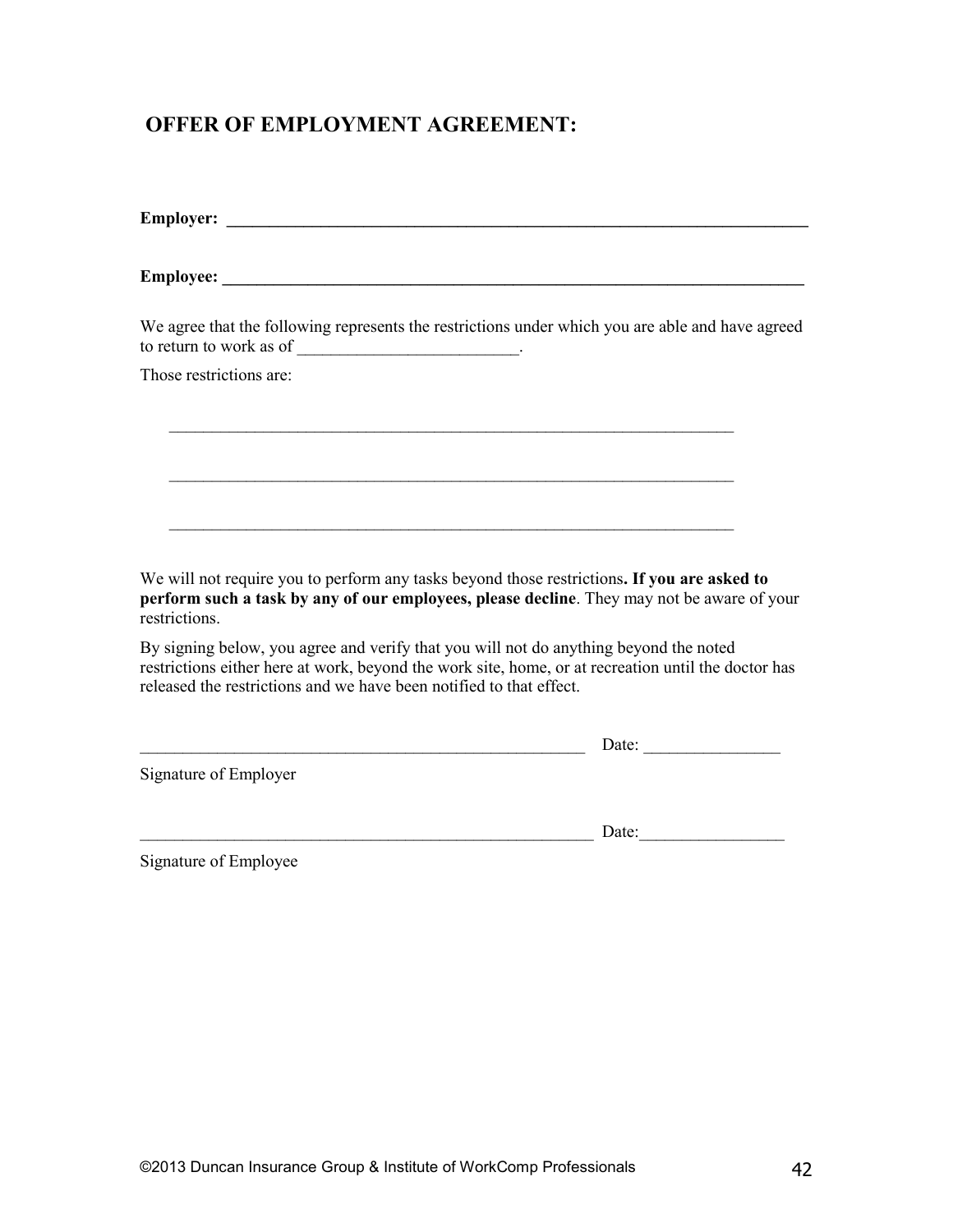## OFFER OF EMPLOYMENT AGREEMENT:

**Employer: ______________________________________________________________________**

**Employee: ______________________________________________________________________**

We agree that the following represents the restrictions under which you are able and have agreed to return to work as of _________________________.

Those restrictions are:

_____________________________________________________________________

_____________________________________________________________________

_____________________________________________________________________

We will not require you to perform any tasks beyond those restrictions**. If you are asked to perform such a task by any of our employees, please decline**. They may not be aware of your restrictions.

By signing below, you agree and verify that you will not do anything beyond the noted restrictions either here at work, beyond the work site, home, or at recreation until the doctor has released the restrictions and we have been notified to that effect.

_______________________________________________________ Date: ________________

Signature of Employer

________________________________________________________ Date:_________________

Signature of Employee

©2013 Duncan Insurance Group & Institute of WorkComp Professionals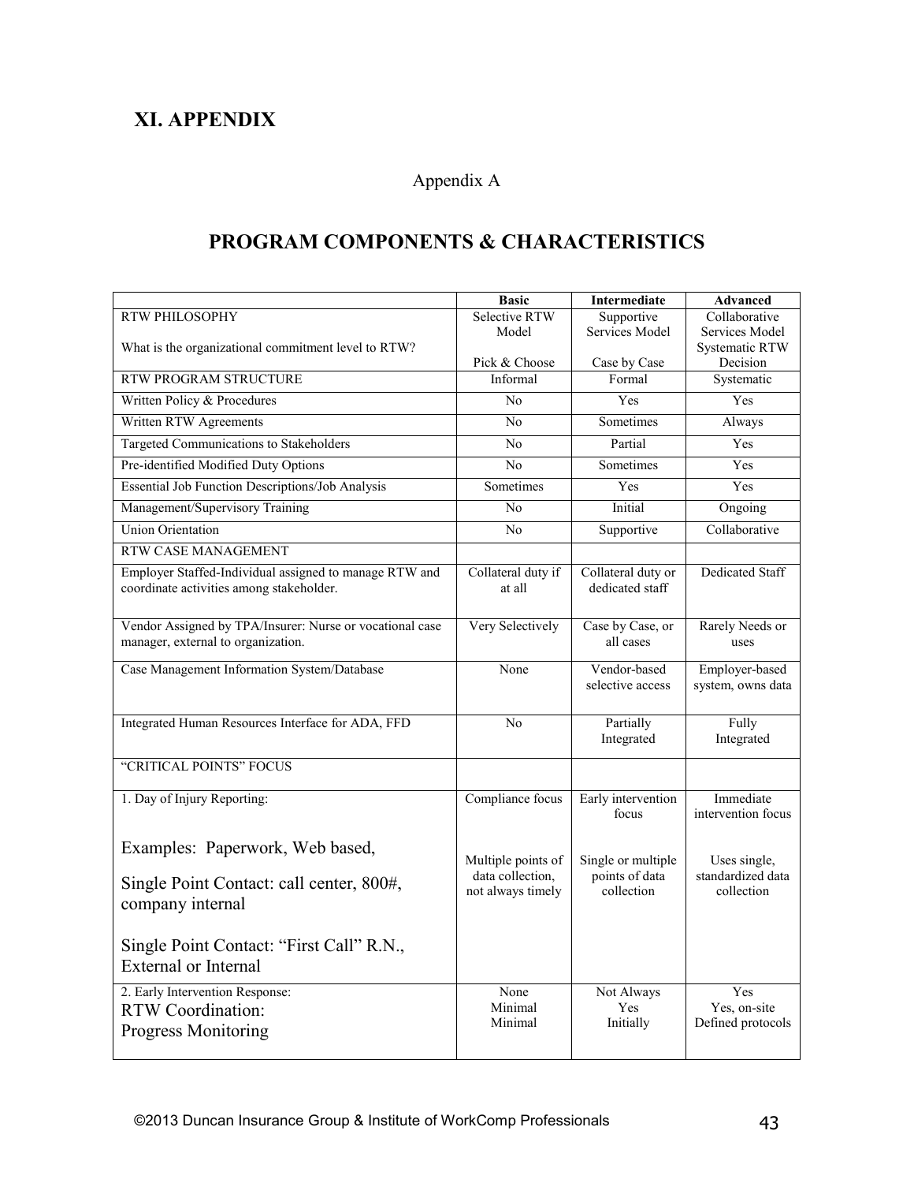# XI. APPENDIX

Appendix A

## PROGRAM COMPONENTS & CHARACTERISTICS

| | Basic | Intermediate | Advanced |
|---|---|---|---|
| RTW PHILOSOPHY<br><br>What is the organizational commitment level to RTW? | Selective RTW Model<br><br>Pick & Choose | Supportive Services Model<br><br>Case by Case | Collaborative Services Model<br>Systematic RTW Decision |
| RTW PROGRAM STRUCTURE | Informal | Formal | Systematic |
| Written Policy & Procedures | No | Yes | Yes |
| Written RTW Agreements | No | Sometimes | Always |
| Targeted Communications to Stakeholders | No | Partial | Yes |
| Pre-identified Modified Duty Options | No | Sometimes | Yes |
| Essential Job Function Descriptions/Job Analysis | Sometimes | Yes | Yes |
| Management/Supervisory Training | No | Initial | Ongoing |
| Union Orientation | No | Supportive | Collaborative |
| RTW CASE MANAGEMENT | | | |
| Employer Staffed-Individual assigned to manage RTW and coordinate activities among stakeholder. | Collateral duty if at all | Collateral duty or dedicated staff | Dedicated Staff |
| Vendor Assigned by TPA/Insurer: Nurse or vocational case manager, external to organization. | Very Selectively | Case by Case, or all cases | Rarely Needs or uses |
| Case Management Information System/Database | None | Vendor-based selective access | Employer-based system, owns data |
| Integrated Human Resources Interface for ADA, FFD | No | Partially Integrated | Fully Integrated |
| "CRITICAL POINTS" FOCUS | | | |
| 1. Day of Injury Reporting:<br><br>Examples: Paperwork, Web based,<br><br>Single Point Contact: call center, 800#, company internal<br><br>Single Point Contact: "First Call" R.N., External or Internal | Compliance focus<br><br>Multiple points of data collection, not always timely | Early intervention focus<br><br>Single or multiple points of data collection | Immediate intervention focus<br><br>Uses single, standardized data collection |
| 2. Early Intervention Response:<br>RTW Coordination:<br>Progress Monitoring | None<br>Minimal<br>Minimal | Not Always<br>Yes<br>Initially | Yes<br>Yes, on-site<br>Defined protocols |

©2013 Duncan Insurance Group & Institute of WorkComp Professionals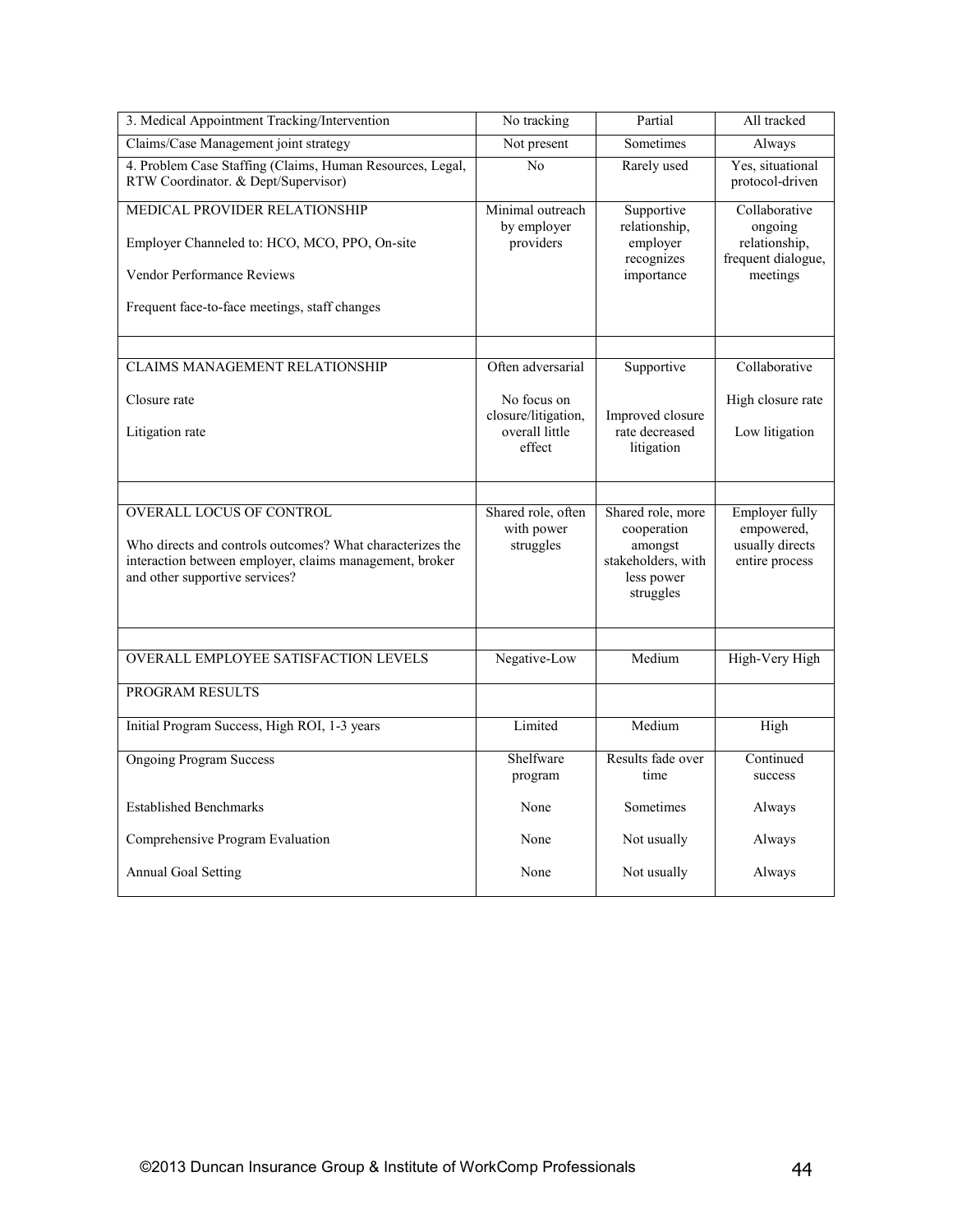| | | | |
|---|---|---|---|
| 3. Medical Appointment Tracking/Intervention | No tracking | Partial | All tracked |
| Claims/Case Management joint strategy | Not present | Sometimes | Always |
| 4. Problem Case Staffing (Claims, Human Resources, Legal, RTW Coordinator. & Dept/Supervisor) | No | Rarely used | Yes, situational protocol-driven |
| MEDICAL PROVIDER RELATIONSHIP<br><br>Employer Channeled to: HCO, MCO, PPO, On-site<br><br>Vendor Performance Reviews<br><br>Frequent face-to-face meetings, staff changes | Minimal outreach by employer providers | Supportive relationship, employer recognizes importance | Collaborative ongoing relationship, frequent dialogue, meetings |
| | | | |
| CLAIMS MANAGEMENT RELATIONSHIP<br><br>Closure rate<br><br>Litigation rate | Often adversarial<br><br>No focus on closure/litigation, overall little effect | Supportive<br><br>Improved closure rate decreased litigation | Collaborative<br><br>High closure rate<br><br>Low litigation |
| | | | |
| OVERALL LOCUS OF CONTROL<br><br>Who directs and controls outcomes? What characterizes the interaction between employer, claims management, broker and other supportive services? | Shared role, often with power struggles | Shared role, more cooperation amongst stakeholders, with less power struggles | Employer fully empowered, usually directs entire process |
| | | | |
| OVERALL EMPLOYEE SATISFACTION LEVELS | Negative-Low | Medium | High-Very High |
| PROGRAM RESULTS | | | |
| Initial Program Success, High ROI, 1-3 years | Limited | Medium | High |
| Ongoing Program Success<br><br>Established Benchmarks<br><br>Comprehensive Program Evaluation<br><br>Annual Goal Setting | Shelfware program<br><br>None<br><br>None<br><br>None | Results fade over time<br><br>Sometimes<br><br>Not usually<br><br>Not usually | Continued success<br><br>Always<br><br>Always<br><br>Always |

©2013 Duncan Insurance Group & Institute of WorkComp Professionals